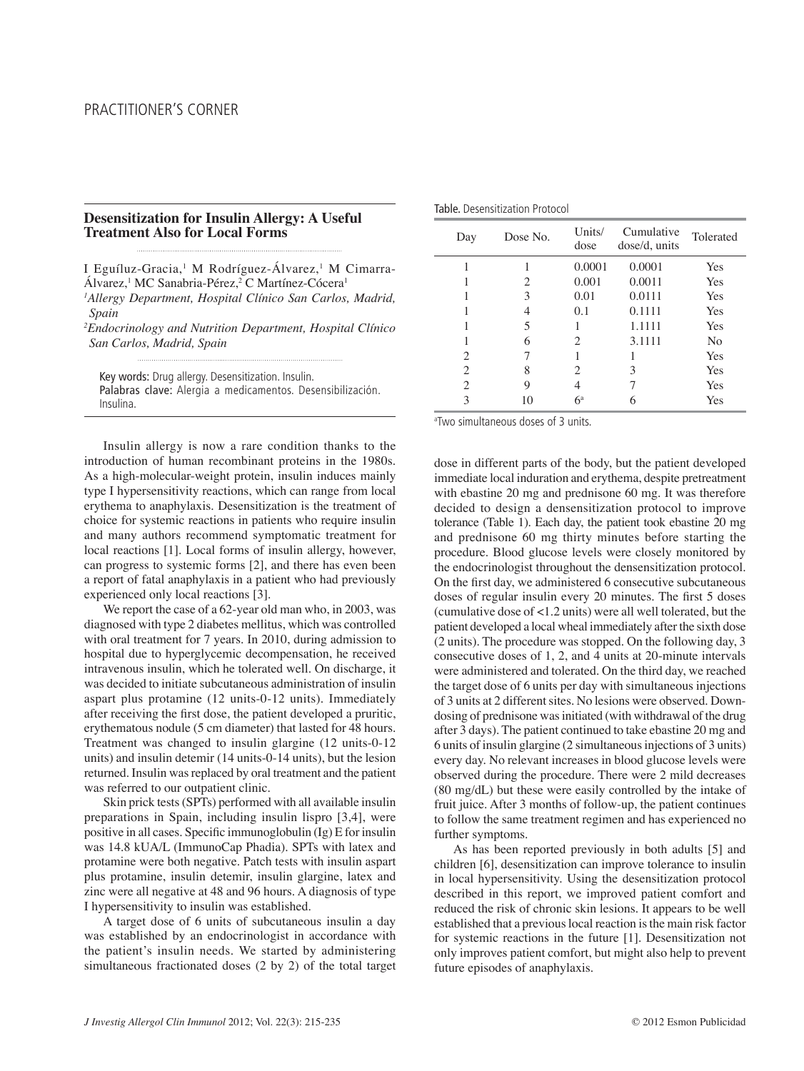PRACTITIONER'S CORNER

# Desensitization for Insulin Allergy: A Useful Treatment Also for Local Forms

I Eguíluz-Gracia,[1] M Rodríguez-Álvarez,[1] M Cimarra-Álvarez,[1] MC Sanabria-Pérez,[2] C Martínez-Cócera[1]

[1]*Allergy Department, Hospital Clínico San Carlos, Madrid, Spain*

[2]*Endocrinology and Nutrition Department, Hospital Clínico San Carlos, Madrid, Spain*

**Key words:** Drug allergy. Desensitization. Insulin.

**Palabras clave:** Alergia a medicamentos. Desensibilización. Insulina.

Insulin allergy is now a rare condition thanks to the introduction of human recombinant proteins in the 1980s. As a high-molecular-weight protein, insulin induces mainly type I hypersensitivity reactions, which can range from local erythema to anaphylaxis. Desensitization is the treatment of choice for systemic reactions in patients who require insulin and many authors recommend symptomatic treatment for local reactions [1]. Local forms of insulin allergy, however, can progress to systemic forms [2], and there has even been a report of fatal anaphylaxis in a patient who had previously experienced only local reactions [3].

We report the case of a 62-year old man who, in 2003, was diagnosed with type 2 diabetes mellitus, which was controlled with oral treatment for 7 years. In 2010, during admission to hospital due to hyperglycemic decompensation, he received intravenous insulin, which he tolerated well. On discharge, it was decided to initiate subcutaneous administration of insulin aspart plus protamine (12 units-0-12 units). Immediately after receiving the first dose, the patient developed a pruritic, erythematous nodule (5 cm diameter) that lasted for 48 hours. Treatment was changed to insulin glargine (12 units-0-12 units) and insulin detemir (14 units-0-14 units), but the lesion returned. Insulin was replaced by oral treatment and the patient was referred to our outpatient clinic.

Skin prick tests (SPTs) performed with all available insulin preparations in Spain, including insulin lispro [3,4], were positive in all cases. Specific immunoglobulin (Ig) E for insulin was 14.8 kUA/L (ImmunoCap Phadia). SPTs with latex and protamine were both negative. Patch tests with insulin aspart plus protamine, insulin detemir, insulin glargine, latex and zinc were all negative at 48 and 96 hours. A diagnosis of type I hypersensitivity to insulin was established.

A target dose of 6 units of subcutaneous insulin a day was established by an endocrinologist in accordance with the patient's insulin needs. We started by administering simultaneous fractionated doses (2 by 2) of the total target dose in different parts of the body, but the patient developed immediate local induration and erythema, despite pretreatment with ebastine 20 mg and prednisone 60 mg. It was therefore decided to design a densensitization protocol to improve tolerance (Table 1). Each day, the patient took ebastine 20 mg and prednisone 60 mg thirty minutes before starting the procedure. Blood glucose levels were closely monitored by the endocrinologist throughout the densensitization protocol. On the first day, we administered 6 consecutive subcutaneous doses of regular insulin every 20 minutes. The first 5 doses (cumulative dose of <1.2 units) were all well tolerated, but the patient developed a local wheal immediately after the sixth dose (2 units). The procedure was stopped. On the following day, 3 consecutive doses of 1, 2, and 4 units at 20-minute intervals were administered and tolerated. On the third day, we reached the target dose of 6 units per day with simultaneous injections of 3 units at 2 different sites. No lesions were observed. Down-dosing of prednisone was initiated (with withdrawal of the drug after 3 days). The patient continued to take ebastine 20 mg and 6 units of insulin glargine (2 simultaneous injections of 3 units) every day. No relevant increases in blood glucose levels were observed during the procedure. There were 2 mild decreases (80 mg/dL) but these were easily controlled by the intake of fruit juice. After 3 months of follow-up, the patient continues to follow the same treatment regimen and has experienced no further symptoms.

As has been reported previously in both adults [5] and children [6], desensitization can improve tolerance to insulin in local hypersensitivity. Using the desensitization protocol described in this report, we improved patient comfort and reduced the risk of chronic skin lesions. It appears to be well established that a previous local reaction is the main risk factor for systemic reactions in the future [1]. Desensitization not only improves patient comfort, but might also help to prevent future episodes of anaphylaxis.

**Table.** Desensitization Protocol

| Day | Dose No. | Units/dose | Cumulative dose/d, units | Tolerated |
|---|---|---|---|---|
| 1 | 1 | 0.0001 | 0.0001 | Yes |
| 1 | 2 | 0.001 | 0.0011 | Yes |
| 1 | 3 | 0.01 | 0.0111 | Yes |
| 1 | 4 | 0.1 | 0.1111 | Yes |
| 1 | 5 | 1 | 1.1111 | Yes |
| 1 | 6 | 2 | 3.1111 | No |
| 2 | 7 | 1 | 1 | Yes |
| 2 | 8 | 2 | 3 | Yes |
| 2 | 9 | 4 | 7 | Yes |
| 3 | 10 | 6[a] | 6 | Yes |

[a]Two simultaneous doses of 3 units.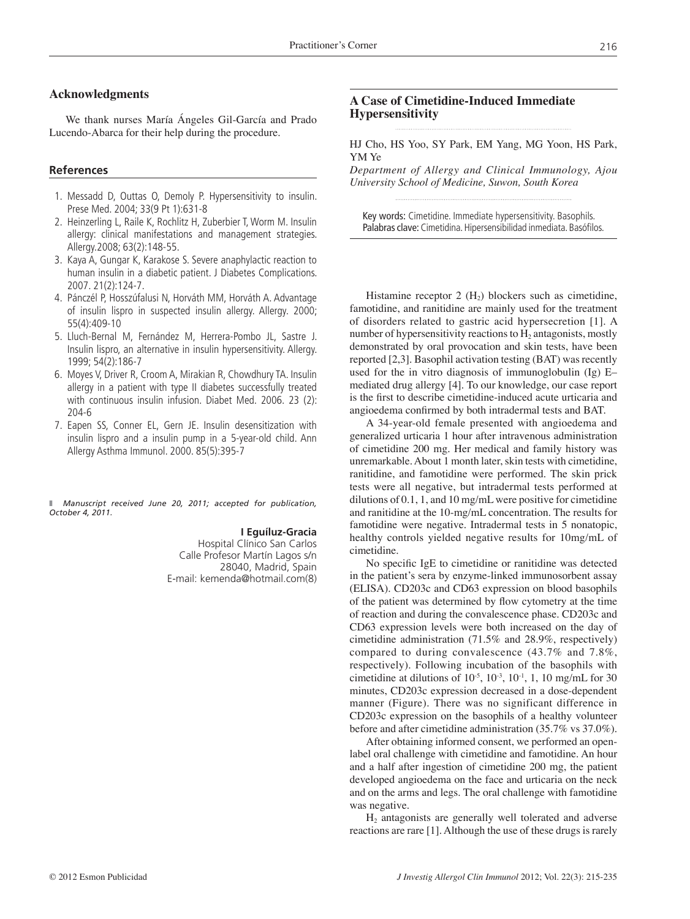## Acknowledgments

We thank nurses María Ángeles Gil-García and Prado Lucendo-Abarca for their help during the procedure.

## References

1. Messadd D, Outtas O, Demoly P. Hypersensitivity to insulin. Prese Med. 2004; 33(9 Pt 1):631-8
2. Heinzerling L, Raile K, Rochlitz H, Zuberbier T, Worm M. Insulin allergy: clinical manifestations and management strategies. Allergy.2008; 63(2):148-55.
3. Kaya A, Gungar K, Karakose S. Severe anaphylactic reaction to human insulin in a diabetic patient. J Diabetes Complications. 2007. 21(2):124-7.
4. Pánczél P, Hosszúfalusi N, Horváth MM, Horváth A. Advantage of insulin lispro in suspected insulin allergy. Allergy. 2000; 55(4):409-10
5. Lluch-Bernal M, Fernández M, Herrera-Pombo JL, Sastre J. Insulin lispro, an alternative in insulin hypersensitivity. Allergy. 1999; 54(2):186-7
6. Moyes V, Driver R, Croom A, Mirakian R, Chowdhury TA. Insulin allergy in a patient with type II diabetes successfully treated with continuous insulin infusion. Diabet Med. 2006. 23 (2): 204-6
7. Eapen SS, Conner EL, Gern JE. Insulin desensitization with insulin lispro and a insulin pump in a 5-year-old child. Ann Allergy Asthma Immunol. 2000. 85(5):395-7

*Manuscript received June 20, 2011; accepted for publication, October 4, 2011.*

**I Eguíluz-Gracia**
Hospital Clínico San Carlos
Calle Profesor Martín Lagos s/n
28040, Madrid, Spain
E-mail: kemenda@hotmail.com(8)

## A Case of Cimetidine-Induced Immediate Hypersensitivity

HJ Cho, HS Yoo, SY Park, EM Yang, MG Yoon, HS Park, YM Ye

*Department of Allergy and Clinical Immunology, Ajou University School of Medicine, Suwon, South Korea*

Key words: Cimetidine. Immediate hypersensitivity. Basophils.
Palabras clave: Cimetidina. Hipersensibilidad inmediata. Basófilos.

Histamine receptor 2 ($H_2$) blockers such as cimetidine, famotidine, and ranitidine are mainly used for the treatment of disorders related to gastric acid hypersecretion [1]. A number of hypersensitivity reactions to $H_2$ antagonists, mostly demonstrated by oral provocation and skin tests, have been reported [2,3]. Basophil activation testing (BAT) was recently used for the in vitro diagnosis of immunoglobulin (Ig) E–mediated drug allergy [4]. To our knowledge, our case report is the first to describe cimetidine-induced acute urticaria and angioedema confirmed by both intradermal tests and BAT.

A 34-year-old female presented with angioedema and generalized urticaria 1 hour after intravenous administration of cimetidine 200 mg. Her medical and family history was unremarkable. About 1 month later, skin tests with cimetidine, ranitidine, and famotidine were performed. The skin prick tests were all negative, but intradermal tests performed at dilutions of 0.1, 1, and 10 mg/mL were positive for cimetidine and ranitidine at the 10-mg/mL concentration. The results for famotidine were negative. Intradermal tests in 5 nonatopic, healthy controls yielded negative results for 10mg/mL of cimetidine.

No specific IgE to cimetidine or ranitidine was detected in the patient's sera by enzyme-linked immunosorbent assay (ELISA). CD203c and CD63 expression on blood basophils of the patient was determined by flow cytometry at the time of reaction and during the convalescence phase. CD203c and CD63 expression levels were both increased on the day of cimetidine administration (71.5% and 28.9%, respectively) compared to during convalescence (43.7% and 7.8%, respectively). Following incubation of the basophils with cimetidine at dilutions of $10^{-5}$, $10^{-3}$, $10^{-1}$, 1, 10 mg/mL for 30 minutes, CD203c expression decreased in a dose-dependent manner (Figure). There was no significant difference in CD203c expression on the basophils of a healthy volunteer before and after cimetidine administration (35.7% vs 37.0%).

After obtaining informed consent, we performed an open-label oral challenge with cimetidine and famotidine. An hour and a half after ingestion of cimetidine 200 mg, the patient developed angioedema on the face and urticaria on the neck and on the arms and legs. The oral challenge with famotidine was negative.

$H_2$ antagonists are generally well tolerated and adverse reactions are rare [1]. Although the use of these drugs is rarely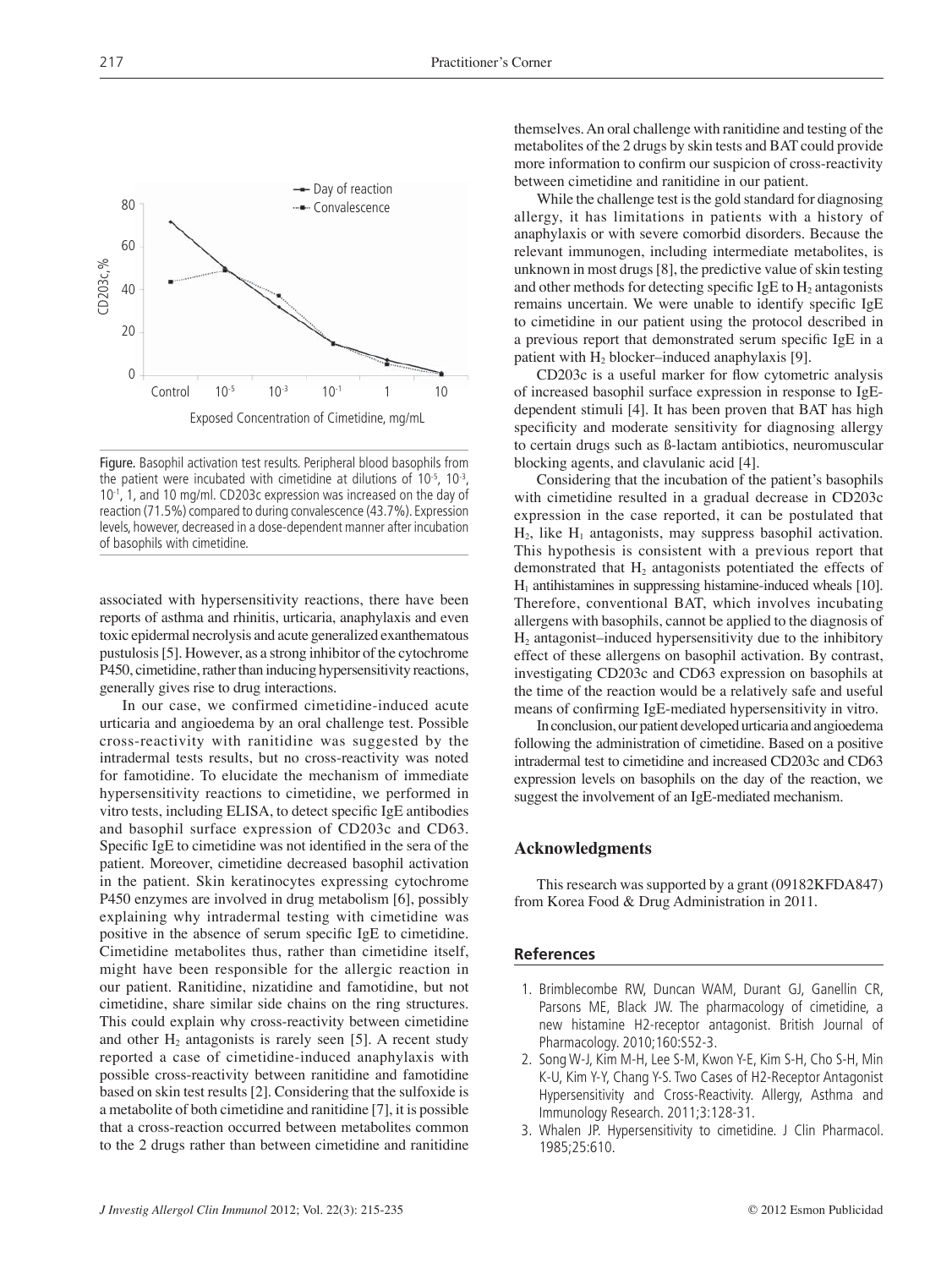Day of reaction
Convalescence

80
60
40
20
0

CD203c, %

Control $10^{-5}$ $10^{-3}$ $10^{-1}$ 1 10

Exposed Concentration of Cimetidine, mg/mL

Figure. Basophil activation test results. Peripheral blood basophils from the patient were incubated with cimetidine at dilutions of $10^{-5}$, $10^{-3}$, $10^{-1}$, 1, and 10 mg/ml. CD203c expression was increased on the day of reaction (71.5%) compared to during convalescence (43.7%). Expression levels, however, decreased in a dose-dependent manner after incubation of basophils with cimetidine.

associated with hypersensitivity reactions, there have been reports of asthma and rhinitis, urticaria, anaphylaxis and even toxic epidermal necrolysis and acute generalized exanthematous pustulosis [5]. However, as a strong inhibitor of the cytochrome P450, cimetidine, rather than inducing hypersensitivity reactions, generally gives rise to drug interactions.

In our case, we confirmed cimetidine-induced acute urticaria and angioedema by an oral challenge test. Possible cross-reactivity with ranitidine was suggested by the intradermal tests results, but no cross-reactivity was noted for famotidine. To elucidate the mechanism of immediate hypersensitivity reactions to cimetidine, we performed in vitro tests, including ELISA, to detect specific IgE antibodies and basophil surface expression of CD203c and CD63. Specific IgE to cimetidine was not identified in the sera of the patient. Moreover, cimetidine decreased basophil activation in the patient. Skin keratinocytes expressing cytochrome P450 enzymes are involved in drug metabolism [6], possibly explaining why intradermal testing with cimetidine was positive in the absence of serum specific IgE to cimetidine. Cimetidine metabolites thus, rather than cimetidine itself, might have been responsible for the allergic reaction in our patient. Ranitidine, nizatidine and famotidine, but not cimetidine, share similar side chains on the ring structures. This could explain why cross-reactivity between cimetidine and other $H_2$ antagonists is rarely seen [5]. A recent study reported a case of cimetidine-induced anaphylaxis with possible cross-reactivity between ranitidine and famotidine based on skin test results [2]. Considering that the sulfoxide is a metabolite of both cimetidine and ranitidine [7], it is possible that a cross-reaction occurred between metabolites common to the 2 drugs rather than between cimetidine and ranitidine themselves. An oral challenge with ranitidine and testing of the metabolites of the 2 drugs by skin tests and BAT could provide more information to confirm our suspicion of cross-reactivity between cimetidine and ranitidine in our patient.

While the challenge test is the gold standard for diagnosing allergy, it has limitations in patients with a history of anaphylaxis or with severe comorbid disorders. Because the relevant immunogen, including intermediate metabolites, is unknown in most drugs [8], the predictive value of skin testing and other methods for detecting specific IgE to $H_2$ antagonists remains uncertain. We were unable to identify specific IgE to cimetidine in our patient using the protocol described in a previous report that demonstrated serum specific IgE in a patient with $H_2$ blocker–induced anaphylaxis [9].

CD203c is a useful marker for flow cytometric analysis of increased basophil surface expression in response to IgE-dependent stimuli [4]. It has been proven that BAT has high specificity and moderate sensitivity for diagnosing allergy to certain drugs such as ß-lactam antibiotics, neuromuscular blocking agents, and clavulanic acid [4].

Considering that the incubation of the patient's basophils with cimetidine resulted in a gradual decrease in CD203c expression in the case reported, it can be postulated that $H_2$, like $H_1$ antagonists, may suppress basophil activation. This hypothesis is consistent with a previous report that demonstrated that $H_2$ antagonists potentiated the effects of $H_1$ antihistamines in suppressing histamine-induced wheals [10]. Therefore, conventional BAT, which involves incubating allergens with basophils, cannot be applied to the diagnosis of $H_2$ antagonist–induced hypersensitivity due to the inhibitory effect of these allergens on basophil activation. By contrast, investigating CD203c and CD63 expression on basophils at the time of the reaction would be a relatively safe and useful means of confirming IgE-mediated hypersensitivity in vitro.

In conclusion, our patient developed urticaria and angioedema following the administration of cimetidine. Based on a positive intradermal test to cimetidine and increased CD203c and CD63 expression levels on basophils on the day of the reaction, we suggest the involvement of an IgE-mediated mechanism.

## Acknowledgments

This research was supported by a grant (09182KFDA847) from Korea Food & Drug Administration in 2011.

## References

1. Brimblecombe RW, Duncan WAM, Durant GJ, Ganellin CR, Parsons ME, Black JW. The pharmacology of cimetidine, a new histamine H2-receptor antagonist. British Journal of Pharmacology. 2010;160:S52-3.
2. Song W-J, Kim M-H, Lee S-M, Kwon Y-E, Kim S-H, Cho S-H, Min K-U, Kim Y-Y, Chang Y-S. Two Cases of H2-Receptor Antagonist Hypersensitivity and Cross-Reactivity. Allergy, Asthma and Immunology Research. 2011;3:128-31.
3. Whalen JP. Hypersensitivity to cimetidine. J Clin Pharmacol. 1985;25:610.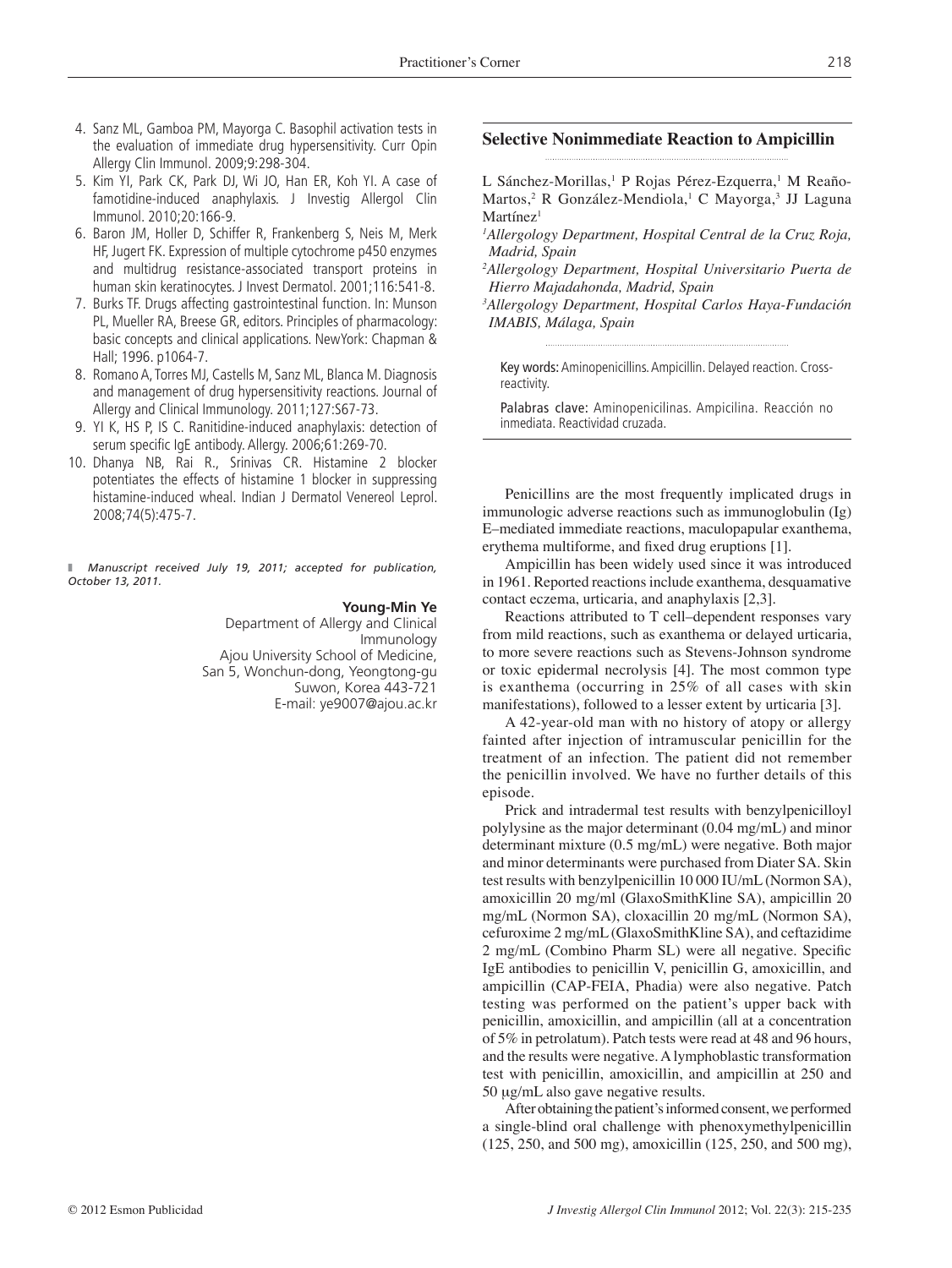4. Sanz ML, Gamboa PM, Mayorga C. Basophil activation tests in the evaluation of immediate drug hypersensitivity. Curr Opin Allergy Clin Immunol. 2009;9:298-304.
5. Kim YI, Park CK, Park DJ, Wi JO, Han ER, Koh YI. A case of famotidine-induced anaphylaxis. J Investig Allergol Clin Immunol. 2010;20:166-9.
6. Baron JM, Holler D, Schiffer R, Frankenberg S, Neis M, Merk HF, Jugert FK. Expression of multiple cytochrome p450 enzymes and multidrug resistance-associated transport proteins in human skin keratinocytes. J Invest Dermatol. 2001;116:541-8.
7. Burks TF. Drugs affecting gastrointestinal function. In: Munson PL, Mueller RA, Breese GR, editors. Principles of pharmacology: basic concepts and clinical applications. NewYork: Chapman & Hall; 1996. p1064-7.
8. Romano A, Torres MJ, Castells M, Sanz ML, Blanca M. Diagnosis and management of drug hypersensitivity reactions. Journal of Allergy and Clinical Immunology. 2011;127:S67-73.
9. YI K, HS P, IS C. Ranitidine-induced anaphylaxis: detection of serum specific IgE antibody. Allergy. 2006;61:269-70.
10. Dhanya NB, Rai R., Srinivas CR. Histamine 2 blocker potentiates the effects of histamine 1 blocker in suppressing histamine-induced wheal. Indian J Dermatol Venereol Leprol. 2008;74(5):475-7.

*Manuscript received July 19, 2011; accepted for publication, October 13, 2011.*

**Young-Min Ye**
Department of Allergy and Clinical Immunology
Ajou University School of Medicine,
San 5, Wonchun-dong, Yeongtong-gu
Suwon, Korea 443-721
E-mail: ye9007@ajou.ac.kr

## Selective Nonimmediate Reaction to Ampicillin

L Sánchez-Morillas,[1] P Rojas Pérez-Ezquerra,[1] M Reaño-Martos,[2] R González-Mendiola,[1] C Mayorga,[3] JJ Laguna Martínez[1]

[1]*Allergology Department, Hospital Central de la Cruz Roja, Madrid, Spain*
[2]*Allergology Department, Hospital Universitario Puerta de Hierro Majadahonda, Madrid, Spain*
[3]*Allergology Department, Hospital Carlos Haya-Fundación IMABIS, Málaga, Spain*

Key words: Aminopenicillins. Ampicillin. Delayed reaction. Cross-reactivity.

Palabras clave: Aminopenicilinas. Ampicilina. Reacción no inmediata. Reactividad cruzada.

Penicillins are the most frequently implicated drugs in immunologic adverse reactions such as immunoglobulin (Ig) E–mediated immediate reactions, maculopapular exanthema, erythema multiforme, and fixed drug eruptions [1].

Ampicillin has been widely used since it was introduced in 1961. Reported reactions include exanthema, desquamative contact eczema, urticaria, and anaphylaxis [2,3].

Reactions attributed to T cell–dependent responses vary from mild reactions, such as exanthema or delayed urticaria, to more severe reactions such as Stevens-Johnson syndrome or toxic epidermal necrolysis [4]. The most common type is exanthema (occurring in 25% of all cases with skin manifestations), followed to a lesser extent by urticaria [3].

A 42-year-old man with no history of atopy or allergy fainted after injection of intramuscular penicillin for the treatment of an infection. The patient did not remember the penicillin involved. We have no further details of this episode.

Prick and intradermal test results with benzylpenicilloyl polylysine as the major determinant (0.04 mg/mL) and minor determinant mixture (0.5 mg/mL) were negative. Both major and minor determinants were purchased from Diater SA. Skin test results with benzylpenicillin 10 000 IU/mL (Normon SA), amoxicillin 20 mg/ml (GlaxoSmithKline SA), ampicillin 20 mg/mL (Normon SA), cloxacillin 20 mg/mL (Normon SA), cefuroxime 2 mg/mL (GlaxoSmithKline SA), and ceftazidime 2 mg/mL (Combino Pharm SL) were all negative. Specific IgE antibodies to penicillin V, penicillin G, amoxicillin, and ampicillin (CAP-FEIA, Phadia) were also negative. Patch testing was performed on the patient's upper back with penicillin, amoxicillin, and ampicillin (all at a concentration of 5% in petrolatum). Patch tests were read at 48 and 96 hours, and the results were negative. A lymphoblastic transformation test with penicillin, amoxicillin, and ampicillin at 250 and 50 μg/mL also gave negative results.

After obtaining the patient's informed consent, we performed a single-blind oral challenge with phenoxymethylpenicillin (125, 250, and 500 mg), amoxicillin (125, 250, and 500 mg),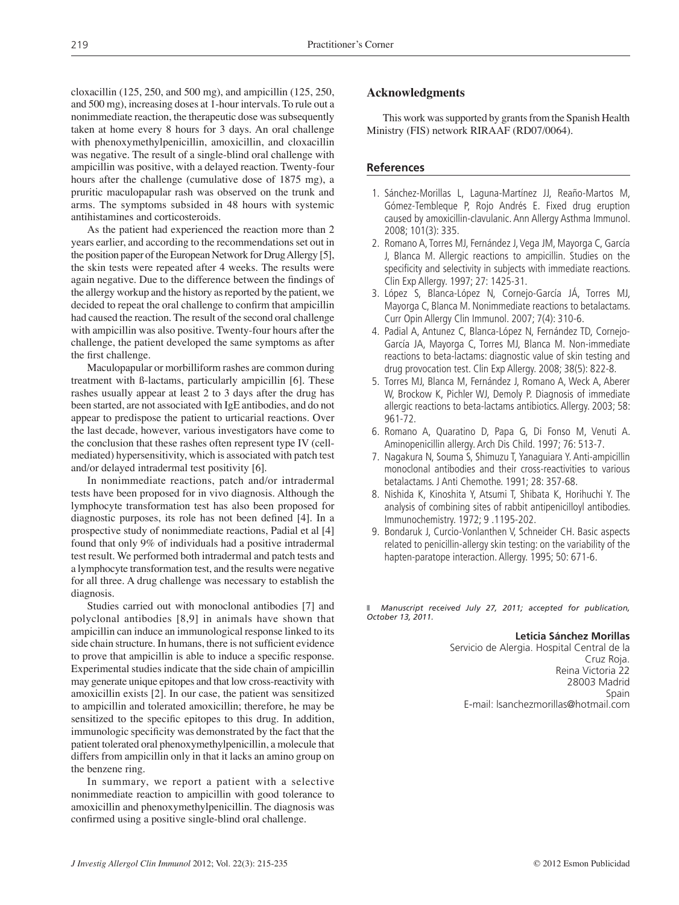cloxacillin (125, 250, and 500 mg), and ampicillin (125, 250, and 500 mg), increasing doses at 1-hour intervals. To rule out a nonimmediate reaction, the therapeutic dose was subsequently taken at home every 8 hours for 3 days. An oral challenge with phenoxymethylpenicillin, amoxicillin, and cloxacillin was negative. The result of a single-blind oral challenge with ampicillin was positive, with a delayed reaction. Twenty-four hours after the challenge (cumulative dose of 1875 mg), a pruritic maculopapular rash was observed on the trunk and arms. The symptoms subsided in 48 hours with systemic antihistamines and corticosteroids.

As the patient had experienced the reaction more than 2 years earlier, and according to the recommendations set out in the position paper of the European Network for Drug Allergy [5], the skin tests were repeated after 4 weeks. The results were again negative. Due to the difference between the findings of the allergy workup and the history as reported by the patient, we decided to repeat the oral challenge to confirm that ampicillin had caused the reaction. The result of the second oral challenge with ampicillin was also positive. Twenty-four hours after the challenge, the patient developed the same symptoms as after the first challenge.

Maculopapular or morbilliform rashes are common during treatment with ß-lactams, particularly ampicillin [6]. These rashes usually appear at least 2 to 3 days after the drug has been started, are not associated with IgE antibodies, and do not appear to predispose the patient to urticarial reactions. Over the last decade, however, various investigators have come to the conclusion that these rashes often represent type IV (cell-mediated) hypersensitivity, which is associated with patch test and/or delayed intradermal test positivity [6].

In nonimmediate reactions, patch and/or intradermal tests have been proposed for in vivo diagnosis. Although the lymphocyte transformation test has also been proposed for diagnostic purposes, its role has not been defined [4]. In a prospective study of nonimmediate reactions, Padial et al [4] found that only 9% of individuals had a positive intradermal test result. We performed both intradermal and patch tests and a lymphocyte transformation test, and the results were negative for all three. A drug challenge was necessary to establish the diagnosis.

Studies carried out with monoclonal antibodies [7] and polyclonal antibodies [8,9] in animals have shown that ampicillin can induce an immunological response linked to its side chain structure. In humans, there is not sufficient evidence to prove that ampicillin is able to induce a specific response. Experimental studies indicate that the side chain of ampicillin may generate unique epitopes and that low cross-reactivity with amoxicillin exists [2]. In our case, the patient was sensitized to ampicillin and tolerated amoxicillin; therefore, he may be sensitized to the specific epitopes to this drug. In addition, immunologic specificity was demonstrated by the fact that the patient tolerated oral phenoxymethylpenicillin, a molecule that differs from ampicillin only in that it lacks an amino group on the benzene ring.

In summary, we report a patient with a selective nonimmediate reaction to ampicillin with good tolerance to amoxicillin and phenoxymethylpenicillin. The diagnosis was confirmed using a positive single-blind oral challenge.

## Acknowledgments

This work was supported by grants from the Spanish Health Ministry (FIS) network RIRAAF (RD07/0064).

## References

1. Sánchez-Morillas L, Laguna-Martínez JJ, Reaño-Martos M, Gómez-Tembleque P, Rojo Andrés E. Fixed drug eruption caused by amoxicillin-clavulanic. Ann Allergy Asthma Immunol. 2008; 101(3): 335.
2. Romano A, Torres MJ, Fernández J, Vega JM, Mayorga C, García J, Blanca M. Allergic reactions to ampicillin. Studies on the specificity and selectivity in subjects with immediate reactions. Clin Exp Allergy. 1997; 27: 1425-31.
3. López S, Blanca-López N, Cornejo-García JÁ, Torres MJ, Mayorga C, Blanca M. Nonimmediate reactions to betalactams. Curr Opin Allergy Clin Immunol. 2007; 7(4): 310-6.
4. Padial A, Antunez C, Blanca-López N, Fernández TD, Cornejo-García JA, Mayorga C, Torres MJ, Blanca M. Non-immediate reactions to beta-lactams: diagnostic value of skin testing and drug provocation test. Clin Exp Allergy. 2008; 38(5): 822-8.
5. Torres MJ, Blanca M, Fernández J, Romano A, Weck A, Aberer W, Brockow K, Pichler WJ, Demoly P. Diagnosis of immediate allergic reactions to beta-lactams antibiotics. Allergy. 2003; 58: 961-72.
6. Romano A, Quaratino D, Papa G, Di Fonso M, Venuti A. Aminopenicillin allergy. Arch Dis Child. 1997; 76: 513-7.
7. Nagakura N, Souma S, Shimuzu T, Yanaguiara Y. Anti-ampicillin monoclonal antibodies and their cross-reactivities to various betalactams. J Anti Chemothe. 1991; 28: 357-68.
8. Nishida K, Kinoshita Y, Atsumi T, Shibata K, Horihuchi Y. The analysis of combining sites of rabbit antipenicilloyl antibodies. Immunochemistry. 1972; 9 .1195-202.
9. Bondaruk J, Curcio-Vonlanthen V, Schneider CH. Basic aspects related to penicillin-allergy skin testing: on the variability of the hapten-paratope interaction. Allergy. 1995; 50: 671-6.

*Manuscript received July 27, 2011; accepted for publication, October 13, 2011.*

**Leticia Sánchez Morillas**
Servicio de Alergia. Hospital Central de la Cruz Roja.
Reina Victoria 22
28003 Madrid
Spain
E-mail: lsanchezmorillas@hotmail.com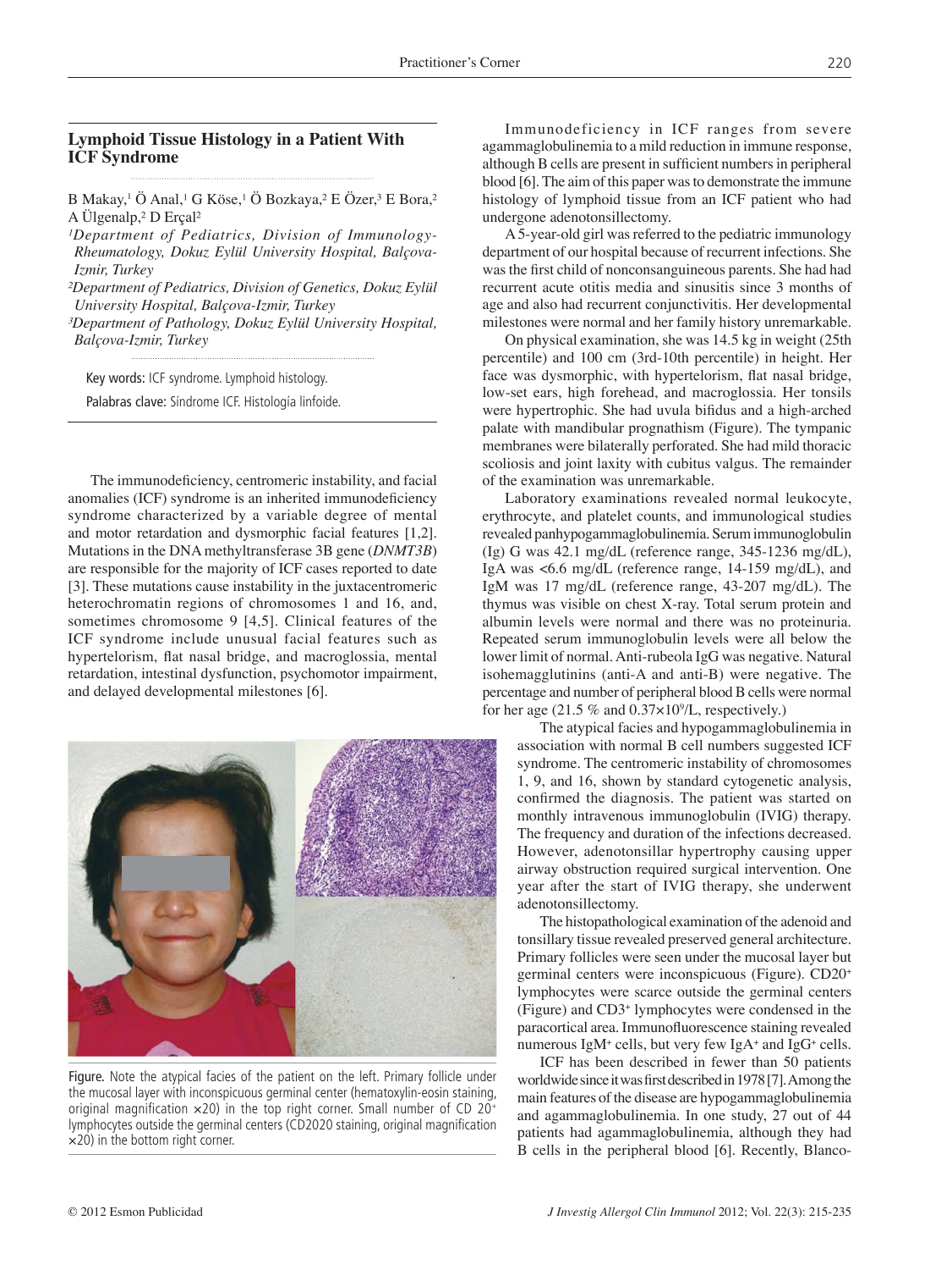## Lymphoid Tissue Histology in a Patient With ICF Syndrome

B Makay,[1] Ö Anal,[1] G Köse,[1] Ö Bozkaya,[2] E Özer,[3] E Bora,[2] A Ülgenalp,[2] D Erçal[2]

[1]Department of Pediatrics, Division of Immunology-Rheumatology, Dokuz Eylül University Hospital, Balçova-Izmir, Turkey

[2]Department of Pediatrics, Division of Genetics, Dokuz Eylül University Hospital, Balçova-Izmir, Turkey

[3]Department of Pathology, Dokuz Eylül University Hospital, Balçova-Izmir, Turkey

Key words: ICF syndrome. Lymphoid histology.

Palabras clave: Síndrome ICF. Histología linfoide.

The immunodeficiency, centromeric instability, and facial anomalies (ICF) syndrome is an inherited immunodeficiency syndrome characterized by a variable degree of mental and motor retardation and dysmorphic facial features [1,2]. Mutations in the DNA methyltransferase 3B gene (*DNMT3B*) are responsible for the majority of ICF cases reported to date [3]. These mutations cause instability in the juxtacentromeric heterochromatin regions of chromosomes 1 and 16, and, sometimes chromosome 9 [4,5]. Clinical features of the ICF syndrome include unusual facial features such as hypertelorism, flat nasal bridge, and macroglossia, mental retardation, intestinal dysfunction, psychomotor impairment, and delayed developmental milestones [6].

Figure. Note the atypical facies of the patient on the left. Primary follicle under the mucosal layer with inconspicuous germinal center (hematoxylin-eosin staining, original magnification ×20) in the top right corner. Small number of CD 20+ lymphocytes outside the germinal centers (CD2020 staining, original magnification ×20) in the bottom right corner.

Immunodeficiency in ICF ranges from severe agammaglobulinemia to a mild reduction in immune response, although B cells are present in sufficient numbers in peripheral blood [6]. The aim of this paper was to demonstrate the immune histology of lymphoid tissue from an ICF patient who had undergone adenotonsillectomy.

A 5-year-old girl was referred to the pediatric immunology department of our hospital because of recurrent infections. She was the first child of nonconsanguineous parents. She had had recurrent acute otitis media and sinusitis since 3 months of age and also had recurrent conjunctivitis. Her developmental milestones were normal and her family history unremarkable.

On physical examination, she was 14.5 kg in weight (25th percentile) and 100 cm (3rd-10th percentile) in height. Her face was dysmorphic, with hypertelorism, flat nasal bridge, low-set ears, high forehead, and macroglossia. Her tonsils were hypertrophic. She had uvula bifidus and a high-arched palate with mandibular prognathism (Figure). The tympanic membranes were bilaterally perforated. She had mild thoracic scoliosis and joint laxity with cubitus valgus. The remainder of the examination was unremarkable.

Laboratory examinations revealed normal leukocyte, erythrocyte, and platelet counts, and immunological studies revealed panhypogammaglobulinemia. Serum immunoglobulin (Ig) G was 42.1 mg/dL (reference range, 345-1236 mg/dL), IgA was <6.6 mg/dL (reference range, 14-159 mg/dL), and IgM was 17 mg/dL (reference range, 43-207 mg/dL). The thymus was visible on chest X-ray. Total serum protein and albumin levels were normal and there was no proteinuria. Repeated serum immunoglobulin levels were all below the lower limit of normal. Anti-rubeola IgG was negative. Natural isohemagglutinins (anti-A and anti-B) were negative. The percentage and number of peripheral blood B cells were normal for her age (21.5 % and $0.37 \times 10^9$/L, respectively.)

The atypical facies and hypogammaglobulinemia in association with normal B cell numbers suggested ICF syndrome. The centromeric instability of chromosomes 1, 9, and 16, shown by standard cytogenetic analysis, confirmed the diagnosis. The patient was started on monthly intravenous immunoglobulin (IVIG) therapy. The frequency and duration of the infections decreased. However, adenotonsillar hypertrophy causing upper airway obstruction required surgical intervention. One year after the start of IVIG therapy, she underwent adenotonsillectomy.

The histopathological examination of the adenoid and tonsillary tissue revealed preserved general architecture. Primary follicles were seen under the mucosal layer but germinal centers were inconspicuous (Figure). CD20+ lymphocytes were scarce outside the germinal centers (Figure) and CD3+ lymphocytes were condensed in the paracortical area. Immunofluorescence staining revealed numerous IgM+ cells, but very few IgA+ and IgG+ cells.

ICF has been described in fewer than 50 patients worldwide since it was first described in 1978 [7]. Among the main features of the disease are hypogammaglobulinemia and agammaglobulinemia. In one study, 27 out of 44 patients had agammaglobulinemia, although they had B cells in the peripheral blood [6]. Recently, Blanco-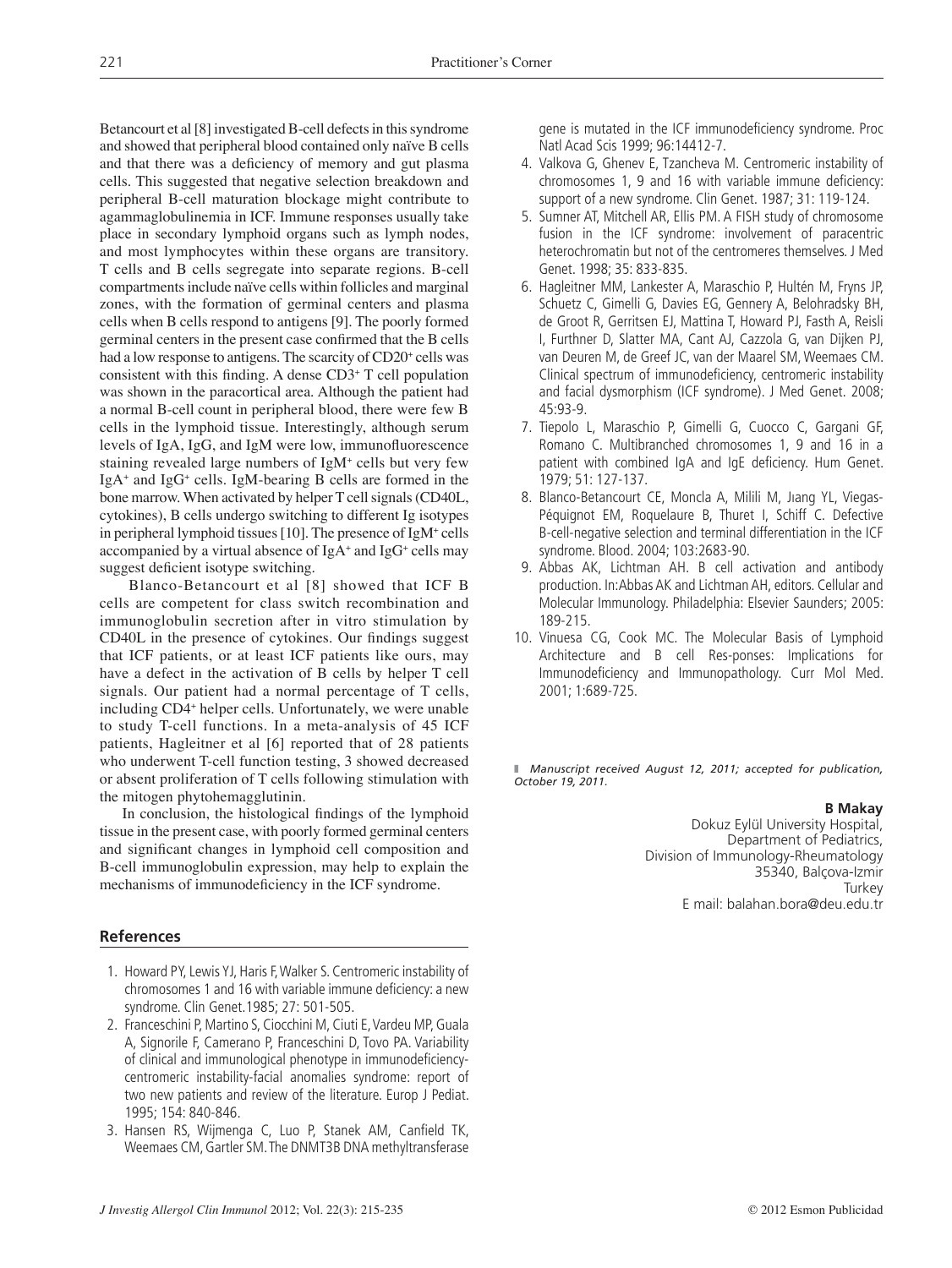Betancourt et al [8] investigated B-cell defects in this syndrome and showed that peripheral blood contained only naïve B cells and that there was a deficiency of memory and gut plasma cells. This suggested that negative selection breakdown and peripheral B-cell maturation blockage might contribute to agammaglobulinemia in ICF. Immune responses usually take place in secondary lymphoid organs such as lymph nodes, and most lymphocytes within these organs are transitory. T cells and B cells segregate into separate regions. B-cell compartments include naïve cells within follicles and marginal zones, with the formation of germinal centers and plasma cells when B cells respond to antigens [9]. The poorly formed germinal centers in the present case confirmed that the B cells had a low response to antigens. The scarcity of $CD20^+$ cells was consistent with this finding. A dense $CD3^+$ T cell population was shown in the paracortical area. Although the patient had a normal B-cell count in peripheral blood, there were few B cells in the lymphoid tissue. Interestingly, although serum levels of IgA, IgG, and IgM were low, immunofluorescence staining revealed large numbers of $IgM^+$ cells but very few $IgA^+$ and $IgG^+$ cells. IgM-bearing B cells are formed in the bone marrow. When activated by helper T cell signals (CD40L, cytokines), B cells undergo switching to different Ig isotypes in peripheral lymphoid tissues [10]. The presence of $IgM^+$ cells accompanied by a virtual absence of $IgA^+$ and $IgG^+$ cells may suggest deficient isotype switching.

Blanco-Betancourt et al [8] showed that ICF B cells are competent for class switch recombination and immunoglobulin secretion after in vitro stimulation by CD40L in the presence of cytokines. Our findings suggest that ICF patients, or at least ICF patients like ours, may have a defect in the activation of B cells by helper T cell signals. Our patient had a normal percentage of T cells, including $CD4^+$ helper cells. Unfortunately, we were unable to study T-cell functions. In a meta-analysis of 45 ICF patients, Hagleitner et al [6] reported that of 28 patients who underwent T-cell function testing, 3 showed decreased or absent proliferation of T cells following stimulation with the mitogen phytohemagglutinin.

In conclusion, the histological findings of the lymphoid tissue in the present case, with poorly formed germinal centers and significant changes in lymphoid cell composition and B-cell immunoglobulin expression, may help to explain the mechanisms of immunodeficiency in the ICF syndrome.

## References

1. Howard PY, Lewis YJ, Haris F, Walker S. Centromeric instability of chromosomes 1 and 16 with variable immune deficiency: a new syndrome. Clin Genet.1985; 27: 501-505.
2. Franceschini P, Martino S, Ciocchini M, Ciuti E, Vardeu MP, Guala A, Signorile F, Camerano P, Franceschini D, Tovo PA. Variability of clinical and immunological phenotype in immunodeficiency-centromeric instability-facial anomalies syndrome: report of two new patients and review of the literature. Europ J Pediat. 1995; 154: 840-846.
3. Hansen RS, Wijmenga C, Luo P, Stanek AM, Canfield TK, Weemaes CM, Gartler SM. The DNMT3B DNA methyltransferase gene is mutated in the ICF immunodeficiency syndrome. Proc Natl Acad Scis 1999; 96:14412-7.
4. Valkova G, Ghenev E, Tzancheva M. Centromeric instability of chromosomes 1, 9 and 16 with variable immune deficiency: support of a new syndrome. Clin Genet. 1987; 31: 119-124.
5. Sumner AT, Mitchell AR, Ellis PM. A FISH study of chromosome fusion in the ICF syndrome: involvement of paracentric heterochromatin but not of the centromeres themselves. J Med Genet. 1998; 35: 833-835.
6. Hagleitner MM, Lankester A, Maraschio P, Hultén M, Fryns JP, Schuetz C, Gimelli G, Davies EG, Gennery A, Belohradsky BH, de Groot R, Gerritsen EJ, Mattina T, Howard PJ, Fasth A, Reisli I, Furthner D, Slatter MA, Cant AJ, Cazzola G, van Dijken PJ, van Deuren M, de Greef JC, van der Maarel SM, Weemaes CM. Clinical spectrum of immunodeficiency, centromeric instability and facial dysmorphism (ICF syndrome). J Med Genet. 2008; 45:93-9.
7. Tiepolo L, Maraschio P, Gimelli G, Cuocco C, Gargani GF, Romano C. Multibranched chromosomes 1, 9 and 16 in a patient with combined IgA and IgE deficiency. Hum Genet. 1979; 51: 127-137.
8. Blanco-Betancourt CE, Moncla A, Milili M, Jıang YL, Viegas-Péquignot EM, Roquelaure B, Thuret I, Schiff C. Defective B-cell-negative selection and terminal differentiation in the ICF syndrome. Blood. 2004; 103:2683-90.
9. Abbas AK, Lichtman AH. B cell activation and antibody production. In:Abbas AK and Lichtman AH, editors. Cellular and Molecular Immunology. Philadelphia: Elsevier Saunders; 2005: 189-215.
10. Vinuesa CG, Cook MC. The Molecular Basis of Lymphoid Architecture and B cell Res-ponses: Implications for Immunodeficiency and Immunopathology. Curr Mol Med. 2001; 1:689-725.

*Manuscript received August 12, 2011; accepted for publication, October 19, 2011.*

**B Makay**
Dokuz Eylül University Hospital,
Department of Pediatrics,
Division of Immunology-Rheumatology
35340, Balçova-Izmir
Turkey
E mail: balahan.bora@deu.edu.tr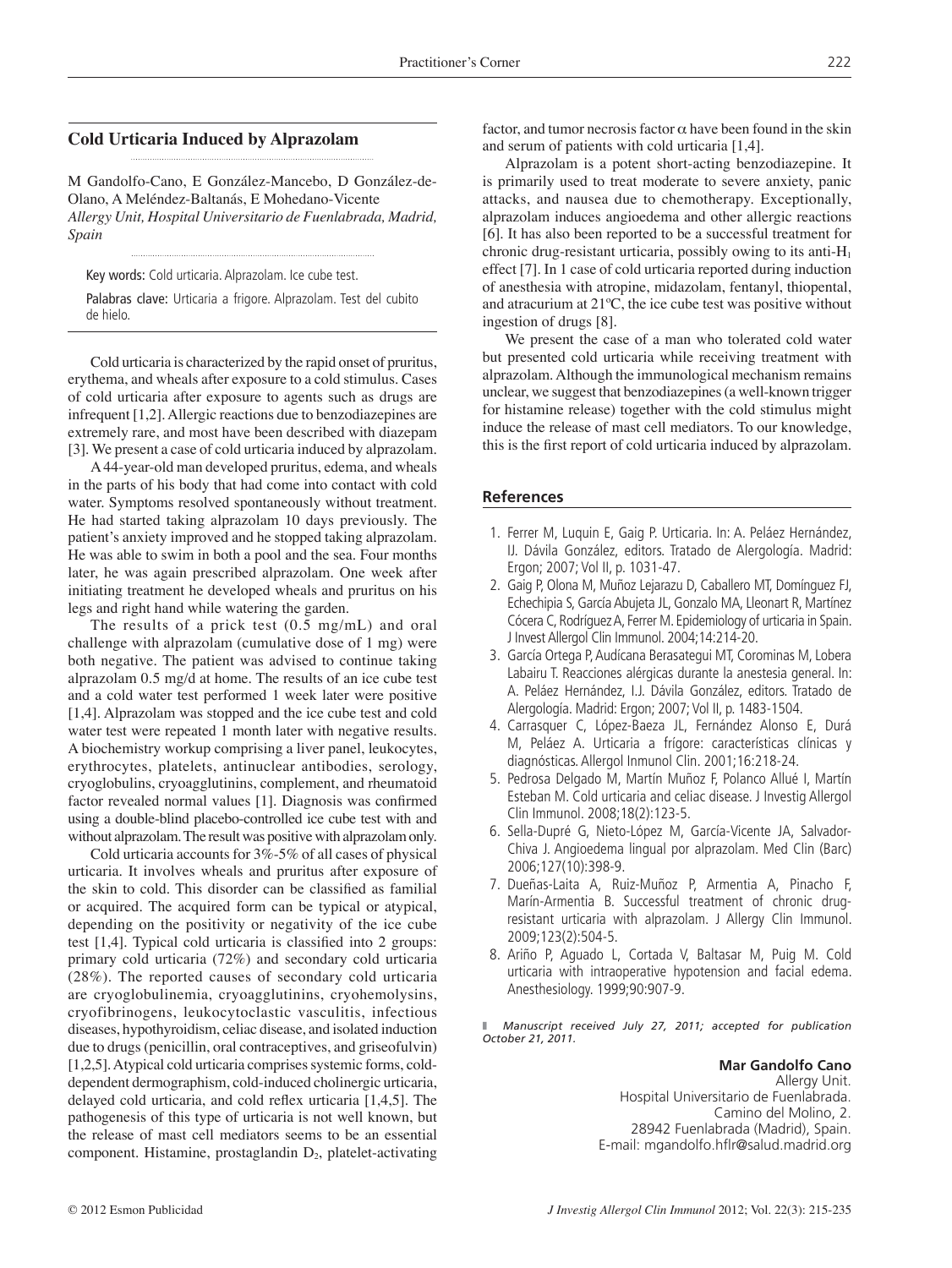## Cold Urticaria Induced by Alprazolam

M Gandolfo-Cano, E González-Mancebo, D González-de-Olano, A Meléndez-Baltanás, E Mohedano-Vicente
*Allergy Unit, Hospital Universitario de Fuenlabrada, Madrid, Spain*

Key words: Cold urticaria. Alprazolam. Ice cube test.

Palabras clave: Urticaria a frigore. Alprazolam. Test del cubito de hielo.

Cold urticaria is characterized by the rapid onset of pruritus, erythema, and wheals after exposure to a cold stimulus. Cases of cold urticaria after exposure to agents such as drugs are infrequent [1,2]. Allergic reactions due to benzodiazepines are extremely rare, and most have been described with diazepam [3]. We present a case of cold urticaria induced by alprazolam.

A 44-year-old man developed pruritus, edema, and wheals in the parts of his body that had come into contact with cold water. Symptoms resolved spontaneously without treatment. He had started taking alprazolam 10 days previously. The patient's anxiety improved and he stopped taking alprazolam. He was able to swim in both a pool and the sea. Four months later, he was again prescribed alprazolam. One week after initiating treatment he developed wheals and pruritus on his legs and right hand while watering the garden.

The results of a prick test (0.5 mg/mL) and oral challenge with alprazolam (cumulative dose of 1 mg) were both negative. The patient was advised to continue taking alprazolam 0.5 mg/d at home. The results of an ice cube test and a cold water test performed 1 week later were positive [1,4]. Alprazolam was stopped and the ice cube test and cold water test were repeated 1 month later with negative results. A biochemistry workup comprising a liver panel, leukocytes, erythrocytes, platelets, antinuclear antibodies, serology, cryoglobulins, cryoagglutinins, complement, and rheumatoid factor revealed normal values [1]. Diagnosis was confirmed using a double-blind placebo-controlled ice cube test with and without alprazolam. The result was positive with alprazolam only.

Cold urticaria accounts for 3%-5% of all cases of physical urticaria. It involves wheals and pruritus after exposure of the skin to cold. This disorder can be classified as familial or acquired. The acquired form can be typical or atypical, depending on the positivity or negativity of the ice cube test [1,4]. Typical cold urticaria is classified into 2 groups: primary cold urticaria (72%) and secondary cold urticaria (28%). The reported causes of secondary cold urticaria are cryoglobulinemia, cryoagglutinins, cryohemolysins, cryofibrinogens, leukocytoclastic vasculitis, infectious diseases, hypothyroidism, celiac disease, and isolated induction due to drugs (penicillin, oral contraceptives, and griseofulvin) [1,2,5]. Atypical cold urticaria comprises systemic forms, cold-dependent dermographism, cold-induced cholinergic urticaria, delayed cold urticaria, and cold reflex urticaria [1,4,5]. The pathogenesis of this type of urticaria is not well known, but the release of mast cell mediators seems to be an essential component. Histamine, prostaglandin $D_2$, platelet-activating factor, and tumor necrosis factor $\alpha$ have been found in the skin and serum of patients with cold urticaria [1,4].

Alprazolam is a potent short-acting benzodiazepine. It is primarily used to treat moderate to severe anxiety, panic attacks, and nausea due to chemotherapy. Exceptionally, alprazolam induces angioedema and other allergic reactions [6]. It has also been reported to be a successful treatment for chronic drug-resistant urticaria, possibly owing to its anti-$H_1$ effect [7]. In 1 case of cold urticaria reported during induction of anesthesia with atropine, midazolam, fentanyl, thiopental, and atracurium at 21ºC, the ice cube test was positive without ingestion of drugs [8].

We present the case of a man who tolerated cold water but presented cold urticaria while receiving treatment with alprazolam. Although the immunological mechanism remains unclear, we suggest that benzodiazepines (a well-known trigger for histamine release) together with the cold stimulus might induce the release of mast cell mediators. To our knowledge, this is the first report of cold urticaria induced by alprazolam.

### References

1. Ferrer M, Luquin E, Gaig P. Urticaria. In: A. Peláez Hernández, IJ. Dávila González, editors. Tratado de Alergología. Madrid: Ergon; 2007; Vol II, p. 1031-47.
2. Gaig P, Olona M, Muñoz Lejarazu D, Caballero MT, Domínguez FJ, Echechipia S, García Abujeta JL, Gonzalo MA, Lleonart R, Martínez Cócera C, Rodríguez A, Ferrer M. Epidemiology of urticaria in Spain. J Invest Allergol Clin Immunol. 2004;14:214-20.
3. García Ortega P, Audícana Berasategui MT, Corominas M, Lobera Labairu T. Reacciones alérgicas durante la anestesia general. In: A. Peláez Hernández, I.J. Dávila González, editors. Tratado de Alergología. Madrid: Ergon; 2007; Vol II, p. 1483-1504.
4. Carrasquer C, López-Baeza JL, Fernández Alonso E, Durá M, Peláez A. Urticaria a frígore: características clínicas y diagnósticas. Allergol Inmunol Clin. 2001;16:218-24.
5. Pedrosa Delgado M, Martín Muñoz F, Polanco Allué I, Martín Esteban M. Cold urticaria and celiac disease. J Investig Allergol Clin Immunol. 2008;18(2):123-5.
6. Sella-Dupré G, Nieto-López M, García-Vicente JA, Salvador-Chiva J. Angioedema lingual por alprazolam. Med Clin (Barc) 2006;127(10):398-9.
7. Dueñas-Laita A, Ruiz-Muñoz P, Armentia A, Pinacho F, Marín-Armentia B. Successful treatment of chronic drug-resistant urticaria with alprazolam. J Allergy Clin Immunol. 2009;123(2):504-5.
8. Ariño P, Aguado L, Cortada V, Baltasar M, Puig M. Cold urticaria with intraoperative hypotension and facial edema. Anesthesiology. 1999;90:907-9.

*Manuscript received July 27, 2011; accepted for publication October 21, 2011.*

**Mar Gandolfo Cano**
Allergy Unit.
Hospital Universitario de Fuenlabrada.
Camino del Molino, 2.
28942 Fuenlabrada (Madrid), Spain.
E-mail: mgandolfo.hflr@salud.madrid.org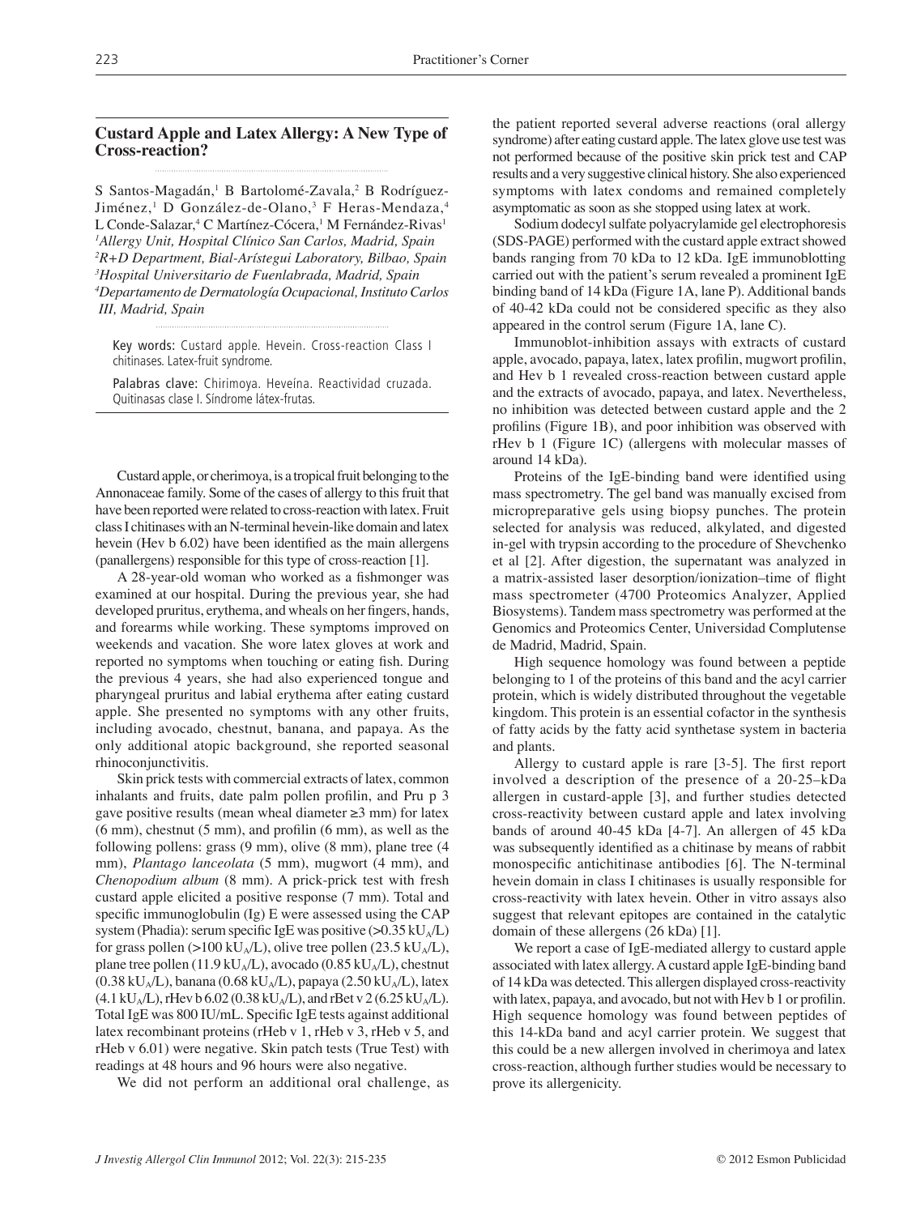## Custard Apple and Latex Allergy: A New Type of Cross-reaction?

S Santos-Magadán,[1] B Bartolomé-Zavala,[2] B Rodríguez-Jiménez,[1] D González-de-Olano,[3] F Heras-Mendaza,[4] L Conde-Salazar,[4] C Martínez-Cócera,[1] M Fernández-Rivas[1]

[1]Allergy Unit, Hospital Clínico San Carlos, Madrid, Spain
[2]R+D Department, Bial-Arístegui Laboratory, Bilbao, Spain
[3]Hospital Universitario de Fuenlabrada, Madrid, Spain
[4]Departamento de Dermatología Ocupacional, Instituto Carlos III, Madrid, Spain

Key words: Custard apple. Hevein. Cross-reaction Class I chitinases. Latex-fruit syndrome.

Palabras clave: Chirimoya. Heveína. Reactividad cruzada. Quitinasas clase I. Síndrome látex-frutas.

Custard apple, or cherimoya, is a tropical fruit belonging to the Annonaceae family. Some of the cases of allergy to this fruit that have been reported were related to cross-reaction with latex. Fruit class I chitinases with an N-terminal hevein-like domain and latex hevein (Hev b 6.02) have been identified as the main allergens (panallergens) responsible for this type of cross-reaction [1].

A 28-year-old woman who worked as a fishmonger was examined at our hospital. During the previous year, she had developed pruritus, erythema, and wheals on her fingers, hands, and forearms while working. These symptoms improved on weekends and vacation. She wore latex gloves at work and reported no symptoms when touching or eating fish. During the previous 4 years, she had also experienced tongue and pharyngeal pruritus and labial erythema after eating custard apple. She presented no symptoms with any other fruits, including avocado, chestnut, banana, and papaya. As the only additional atopic background, she reported seasonal rhinoconjunctivitis.

Skin prick tests with commercial extracts of latex, common inhalants and fruits, date palm pollen profilin, and Pru p 3 gave positive results (mean wheal diameter ≥3 mm) for latex (6 mm), chestnut (5 mm), and profilin (6 mm), as well as the following pollens: grass (9 mm), olive (8 mm), plane tree (4 mm), *Plantago lanceolata* (5 mm), mugwort (4 mm), and *Chenopodium album* (8 mm). A prick-prick test with fresh custard apple elicited a positive response (7 mm). Total and specific immunoglobulin (Ig) E were assessed using the CAP system (Phadia): serum specific IgE was positive (>0.35 $kU_A/L$) for grass pollen (>100 $kU_A/L$), olive tree pollen (23.5 $kU_A/L$), plane tree pollen (11.9 $kU_A/L$), avocado (0.85 $kU_A/L$), chestnut (0.38 $kU_A/L$), banana (0.68 $kU_A/L$), papaya (2.50 $kU_A/L$), latex (4.1 $kU_A/L$), rHev b 6.02 (0.38 $kU_A/L$), and rBet v 2 (6.25 $kU_A/L$). Total IgE was 800 IU/mL. Specific IgE tests against additional latex recombinant proteins (rHeb v 1, rHeb v 3, rHeb v 5, and rHeb v 6.01) were negative. Skin patch tests (True Test) with readings at 48 hours and 96 hours were also negative.

We did not perform an additional oral challenge, as the patient reported several adverse reactions (oral allergy syndrome) after eating custard apple. The latex glove use test was not performed because of the positive skin prick test and CAP results and a very suggestive clinical history. She also experienced symptoms with latex condoms and remained completely asymptomatic as soon as she stopped using latex at work.

Sodium dodecyl sulfate polyacrylamide gel electrophoresis (SDS-PAGE) performed with the custard apple extract showed bands ranging from 70 kDa to 12 kDa. IgE immunoblotting carried out with the patient's serum revealed a prominent IgE binding band of 14 kDa (Figure 1A, lane P). Additional bands of 40-42 kDa could not be considered specific as they also appeared in the control serum (Figure 1A, lane C).

Immunoblot-inhibition assays with extracts of custard apple, avocado, papaya, latex, latex profilin, mugwort profilin, and Hev b 1 revealed cross-reaction between custard apple and the extracts of avocado, papaya, and latex. Nevertheless, no inhibition was detected between custard apple and the 2 profilins (Figure 1B), and poor inhibition was observed with rHev b 1 (Figure 1C) (allergens with molecular masses of around 14 kDa).

Proteins of the IgE-binding band were identified using mass spectrometry. The gel band was manually excised from micropreparative gels using biopsy punches. The protein selected for analysis was reduced, alkylated, and digested in-gel with trypsin according to the procedure of Shevchenko et al [2]. After digestion, the supernatant was analyzed in a matrix-assisted laser desorption/ionization–time of flight mass spectrometer (4700 Proteomics Analyzer, Applied Biosystems). Tandem mass spectrometry was performed at the Genomics and Proteomics Center, Universidad Complutense de Madrid, Madrid, Spain.

High sequence homology was found between a peptide belonging to 1 of the proteins of this band and the acyl carrier protein, which is widely distributed throughout the vegetable kingdom. This protein is an essential cofactor in the synthesis of fatty acids by the fatty acid synthetase system in bacteria and plants.

Allergy to custard apple is rare [3-5]. The first report involved a description of the presence of a 20-25–kDa allergen in custard-apple [3], and further studies detected cross-reactivity between custard apple and latex involving bands of around 40-45 kDa [4-7]. An allergen of 45 kDa was subsequently identified as a chitinase by means of rabbit monospecific antichitinase antibodies [6]. The N-terminal hevein domain in class I chitinases is usually responsible for cross-reactivity with latex hevein. Other in vitro assays also suggest that relevant epitopes are contained in the catalytic domain of these allergens (26 kDa) [1].

We report a case of IgE-mediated allergy to custard apple associated with latex allergy. A custard apple IgE-binding band of 14 kDa was detected. This allergen displayed cross-reactivity with latex, papaya, and avocado, but not with Hev b 1 or profilin. High sequence homology was found between peptides of this 14-kDa band and acyl carrier protein. We suggest that this could be a new allergen involved in cherimoya and latex cross-reaction, although further studies would be necessary to prove its allergenicity.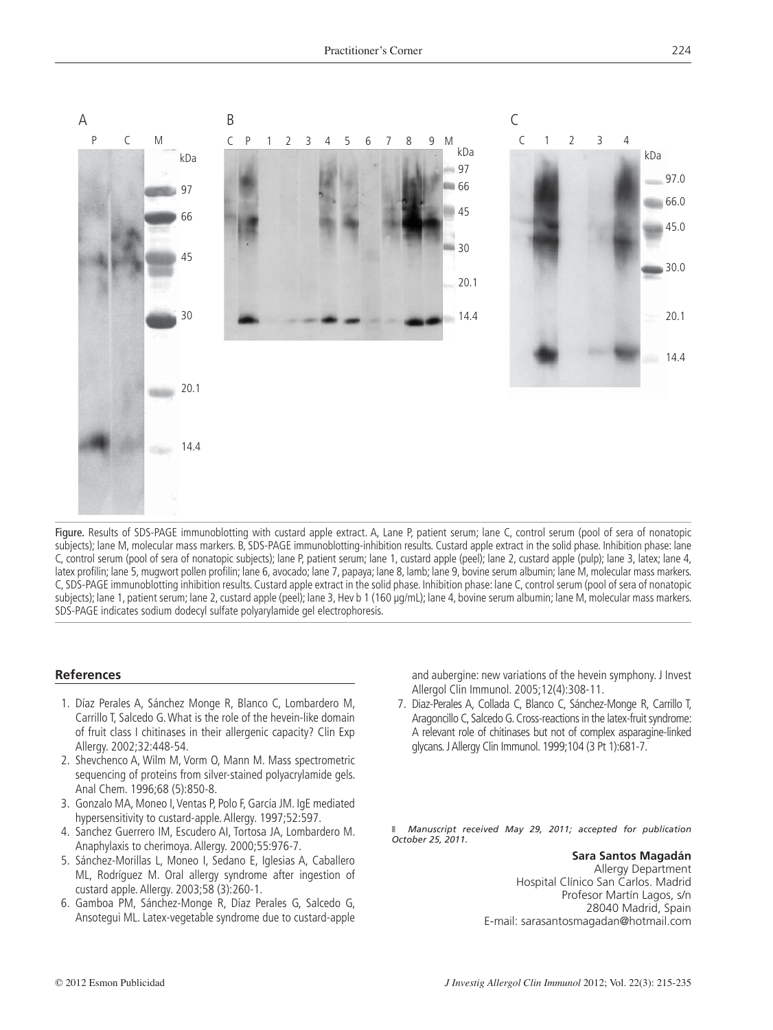Figure. Results of SDS-PAGE immunoblotting with custard apple extract. A, Lane P, patient serum; lane C, control serum (pool of sera of nonatopic subjects); lane M, molecular mass markers. B, SDS-PAGE immunoblotting-inhibition results. Custard apple extract in the solid phase. Inhibition phase: lane C, control serum (pool of sera of nonatopic subjects); lane P, patient serum; lane 1, custard apple (peel); lane 2, custard apple (pulp); lane 3, latex; lane 4, latex profilin; lane 5, mugwort pollen profilin; lane 6, avocado; lane 7, papaya; lane 8, lamb; lane 9, bovine serum albumin; lane M, molecular mass markers. C, SDS-PAGE immunoblotting inhibition results. Custard apple extract in the solid phase. Inhibition phase: lane C, control serum (pool of sera of nonatopic subjects); lane 1, patient serum; lane 2, custard apple (peel); lane 3, Hev b 1 (160 µg/mL); lane 4, bovine serum albumin; lane M, molecular mass markers. SDS-PAGE indicates sodium dodecyl sulfate polyarylamide gel electrophoresis.

## References

1. Díaz Perales A, Sánchez Monge R, Blanco C, Lombardero M, Carrillo T, Salcedo G. What is the role of the hevein-like domain of fruit class I chitinases in their allergenic capacity? Clin Exp Allergy. 2002;32:448-54.
2. Shevchenco A, Wilm M, Vorm O, Mann M. Mass spectrometric sequencing of proteins from silver-stained polyacrylamide gels. Anal Chem. 1996;68 (5):850-8.
3. Gonzalo MA, Moneo I, Ventas P, Polo F, García JM. IgE mediated hypersensitivity to custard-apple. Allergy. 1997;52:597.
4. Sanchez Guerrero IM, Escudero AI, Tortosa JA, Lombardero M. Anaphylaxis to cherimoya. Allergy. 2000;55:976-7.
5. Sánchez-Morillas L, Moneo I, Sedano E, Iglesias A, Caballero ML, Rodríguez M. Oral allergy syndrome after ingestion of custard apple. Allergy. 2003;58 (3):260-1.
6. Gamboa PM, Sánchez-Monge R, Díaz Perales G, Salcedo G, Ansotegui ML. Latex-vegetable syndrome due to custard-apple and aubergine: new variations of the hevein symphony. J Invest Allergol Clin Immunol. 2005;12(4):308-11.
7. Diaz-Perales A, Collada C, Blanco C, Sánchez-Monge R, Carrillo T, Aragoncillo C, Salcedo G. Cross-reactions in the latex-fruit syndrome: A relevant role of chitinases but not of complex asparagine-linked glycans. J Allergy Clin Immunol. 1999;104 (3 Pt 1):681-7.

*Manuscript received May 29, 2011; accepted for publication October 25, 2011.*

**Sara Santos Magadán**
Allergy Department
Hospital Clínico San Carlos. Madrid
Profesor Martín Lagos, s/n
28040 Madrid, Spain
E-mail: sarasantosmagadan@hotmail.com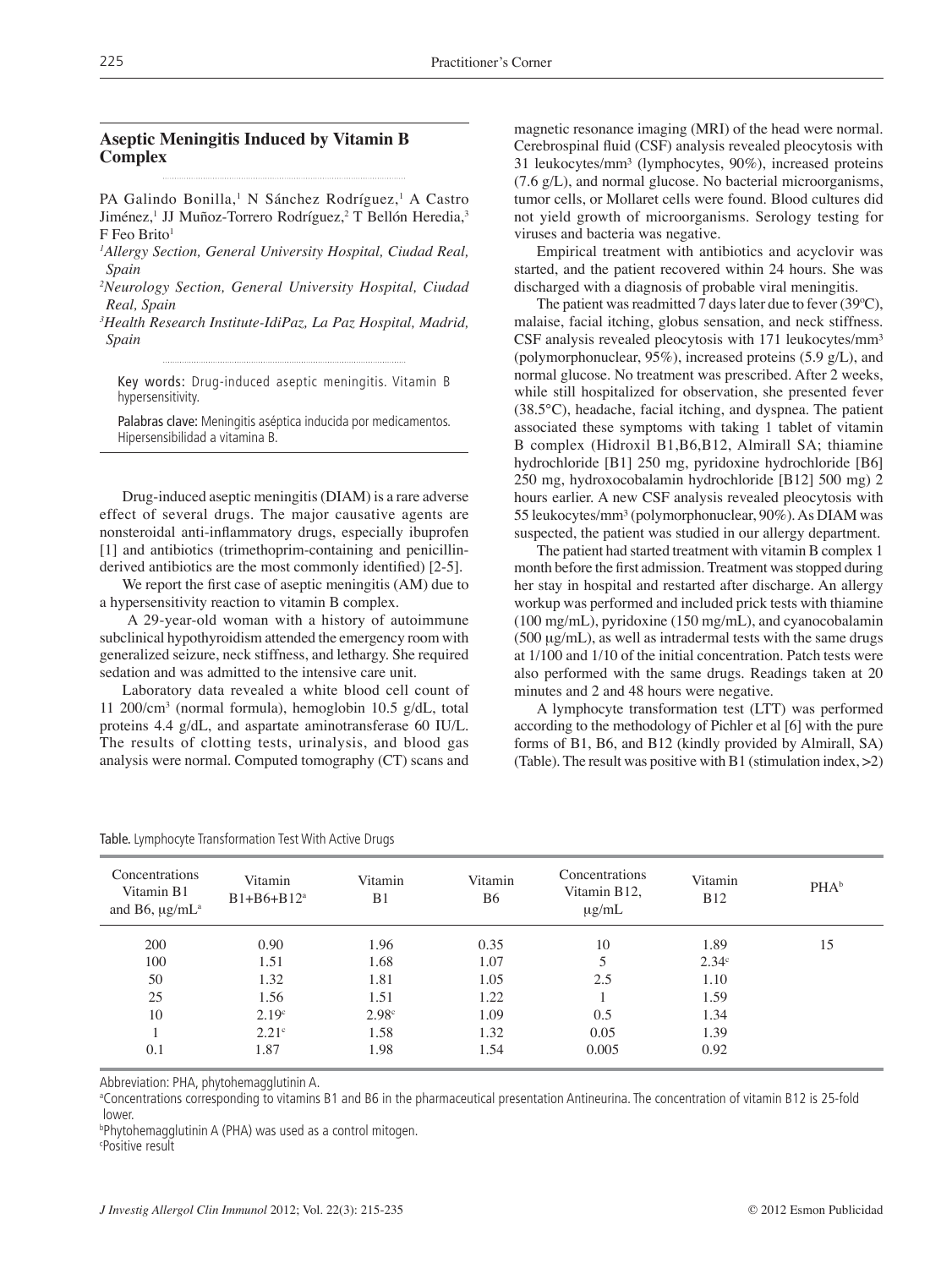## Aseptic Meningitis Induced by Vitamin B Complex

PA Galindo Bonilla,[1] N Sánchez Rodríguez,[1] A Castro Jiménez,[1] JJ Muñoz-Torrero Rodríguez,[2] T Bellón Heredia,[3] F Feo Brito[1]

[1]Allergy Section, General University Hospital, Ciudad Real, Spain

[2]Neurology Section, General University Hospital, Ciudad Real, Spain

[3]Health Research Institute-IdiPaz, La Paz Hospital, Madrid, Spain

Key words: Drug-induced aseptic meningitis. Vitamin B hypersensitivity.

Palabras clave: Meningitis aséptica inducida por medicamentos. Hipersensibilidad a vitamina B.

Drug-induced aseptic meningitis (DIAM) is a rare adverse effect of several drugs. The major causative agents are nonsteroidal anti-inflammatory drugs, especially ibuprofen [1] and antibiotics (trimethoprim-containing and penicillin-derived antibiotics are the most commonly identified) [2-5].

We report the first case of aseptic meningitis (AM) due to a hypersensitivity reaction to vitamin B complex.

A 29-year-old woman with a history of autoimmune subclinical hypothyroidism attended the emergency room with generalized seizure, neck stiffness, and lethargy. She required sedation and was admitted to the intensive care unit.

Laboratory data revealed a white blood cell count of 11 200/cm$^3$ (normal formula), hemoglobin 10.5 g/dL, total proteins 4.4 g/dL, and aspartate aminotransferase 60 IU/L. The results of clotting tests, urinalysis, and blood gas analysis were normal. Computed tomography (CT) scans and magnetic resonance imaging (MRI) of the head were normal. Cerebrospinal fluid (CSF) analysis revealed pleocytosis with 31 leukocytes/mm$^3$ (lymphocytes, 90%), increased proteins (7.6 g/L), and normal glucose. No bacterial microorganisms, tumor cells, or Mollaret cells were found. Blood cultures did not yield growth of microorganisms. Serology testing for viruses and bacteria was negative.

Empirical treatment with antibiotics and acyclovir was started, and the patient recovered within 24 hours. She was discharged with a diagnosis of probable viral meningitis.

The patient was readmitted 7 days later due to fever (39ºC), malaise, facial itching, globus sensation, and neck stiffness. CSF analysis revealed pleocytosis with 171 leukocytes/mm$^3$ (polymorphonuclear, 95%), increased proteins (5.9 g/L), and normal glucose. No treatment was prescribed. After 2 weeks, while still hospitalized for observation, she presented fever (38.5°C), headache, facial itching, and dyspnea. The patient associated these symptoms with taking 1 tablet of vitamin B complex (Hidroxil B1,B6,B12, Almirall SA; thiamine hydrochloride [B1] 250 mg, pyridoxine hydrochloride [B6] 250 mg, hydroxocobalamin hydrochloride [B12] 500 mg) 2 hours earlier. A new CSF analysis revealed pleocytosis with 55 leukocytes/mm$^3$ (polymorphonuclear, 90%). As DIAM was suspected, the patient was studied in our allergy department.

The patient had started treatment with vitamin B complex 1 month before the first admission. Treatment was stopped during her stay in hospital and restarted after discharge. An allergy workup was performed and included prick tests with thiamine (100 mg/mL), pyridoxine (150 mg/mL), and cyanocobalamin (500 µg/mL), as well as intradermal tests with the same drugs at 1/100 and 1/10 of the initial concentration. Patch tests were also performed with the same drugs. Readings taken at 20 minutes and 2 and 48 hours were negative.

A lymphocyte transformation test (LTT) was performed according to the methodology of Pichler et al [6] with the pure forms of B1, B6, and B12 (kindly provided by Almirall, SA) (Table). The result was positive with B1 (stimulation index, >2)

Table. Lymphocyte Transformation Test With Active Drugs

| Concentrations Vitamin B1 and B6, µg/mL[a] | Vitamin B1+B6+B12[a] | Vitamin B1 | Vitamin B6 | Concentrations Vitamin B12, µg/mL | Vitamin B12 | PHA[b] |
|---|---|---|---|---|---|---|
| 200 | 0.90 | 1.96 | 0.35 | 10 | 1.89 | 15 |
| 100 | 1.51 | 1.68 | 1.07 | 5 | 2.34[c] | |
| 50 | 1.32 | 1.81 | 1.05 | 2.5 | 1.10 | |
| 25 | 1.56 | 1.51 | 1.22 | 1 | 1.59 | |
| 10 | 2.19[c] | 2.98[c] | 1.09 | 0.5 | 1.34 | |
| 1 | 2.21[c] | 1.58 | 1.32 | 0.05 | 1.39 | |
| 0.1 | 1.87 | 1.98 | 1.54 | 0.005 | 0.92 | |

Abbreviation: PHA, phytohemagglutinin A.

[a]Concentrations corresponding to vitamins B1 and B6 in the pharmaceutical presentation Antineurina. The concentration of vitamin B12 is 25-fold lower.

[b]Phytohemagglutinin A (PHA) was used as a control mitogen.

[c]Positive result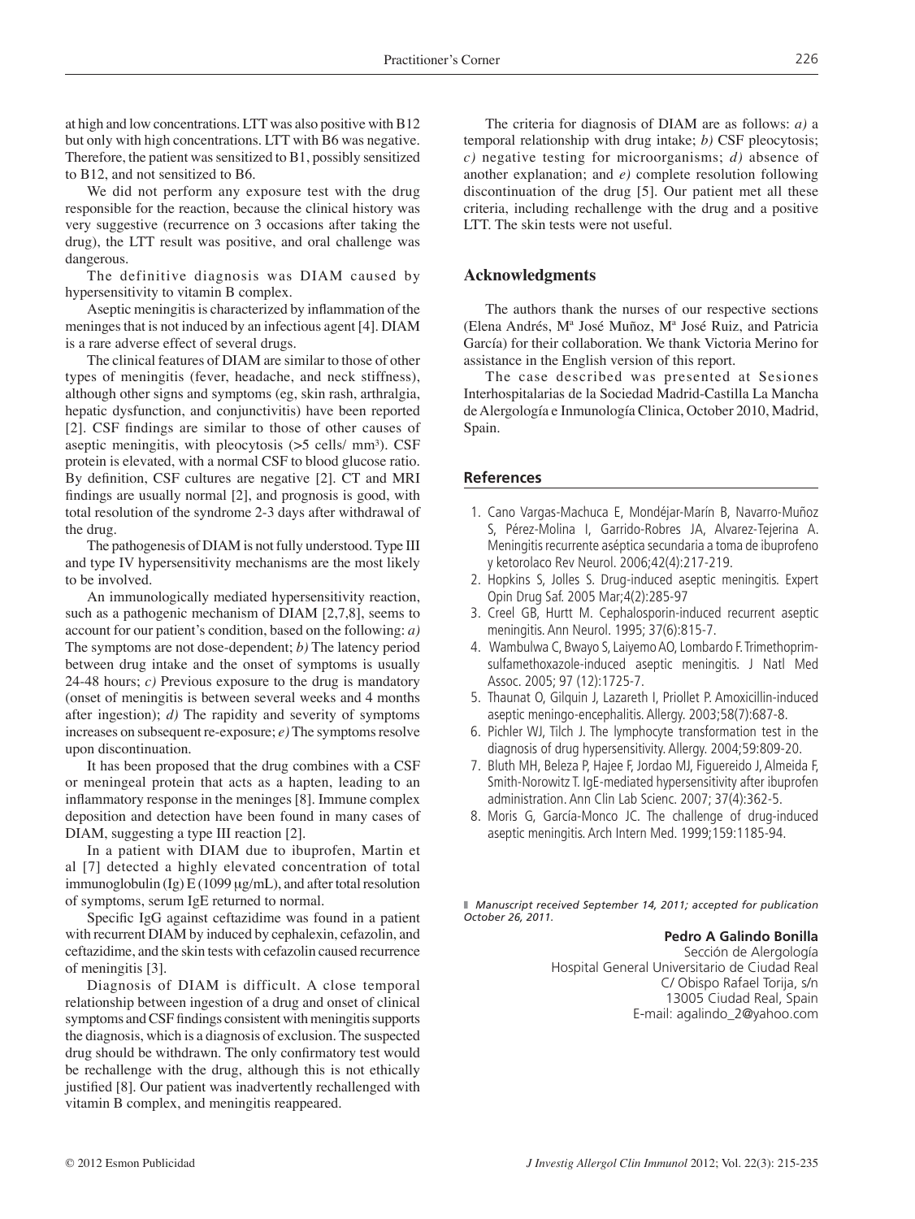at high and low concentrations. LTT was also positive with B12 but only with high concentrations. LTT with B6 was negative. Therefore, the patient was sensitized to B1, possibly sensitized to B12, and not sensitized to B6.

We did not perform any exposure test with the drug responsible for the reaction, because the clinical history was very suggestive (recurrence on 3 occasions after taking the drug), the LTT result was positive, and oral challenge was dangerous.

The definitive diagnosis was DIAM caused by hypersensitivity to vitamin B complex.

Aseptic meningitis is characterized by inflammation of the meninges that is not induced by an infectious agent [4]. DIAM is a rare adverse effect of several drugs.

The clinical features of DIAM are similar to those of other types of meningitis (fever, headache, and neck stiffness), although other signs and symptoms (eg, skin rash, arthralgia, hepatic dysfunction, and conjunctivitis) have been reported [2]. CSF findings are similar to those of other causes of aseptic meningitis, with pleocytosis (>5 cells/ mm³). CSF protein is elevated, with a normal CSF to blood glucose ratio. By definition, CSF cultures are negative [2]. CT and MRI findings are usually normal [2], and prognosis is good, with total resolution of the syndrome 2-3 days after withdrawal of the drug.

The pathogenesis of DIAM is not fully understood. Type III and type IV hypersensitivity mechanisms are the most likely to be involved.

An immunologically mediated hypersensitivity reaction, such as a pathogenic mechanism of DIAM [2,7,8], seems to account for our patient's condition, based on the following: *a)* The symptoms are not dose-dependent; *b)* The latency period between drug intake and the onset of symptoms is usually 24-48 hours; *c)* Previous exposure to the drug is mandatory (onset of meningitis is between several weeks and 4 months after ingestion); *d)* The rapidity and severity of symptoms increases on subsequent re-exposure; *e)* The symptoms resolve upon discontinuation.

It has been proposed that the drug combines with a CSF or meningeal protein that acts as a hapten, leading to an inflammatory response in the meninges [8]. Immune complex deposition and detection have been found in many cases of DIAM, suggesting a type III reaction [2].

In a patient with DIAM due to ibuprofen, Martin et al [7] detected a highly elevated concentration of total immunoglobulin (Ig) E (1099 µg/mL), and after total resolution of symptoms, serum IgE returned to normal.

Specific IgG against ceftazidime was found in a patient with recurrent DIAM by induced by cephalexin, cefazolin, and ceftazidime, and the skin tests with cefazolin caused recurrence of meningitis [3].

Diagnosis of DIAM is difficult. A close temporal relationship between ingestion of a drug and onset of clinical symptoms and CSF findings consistent with meningitis supports the diagnosis, which is a diagnosis of exclusion. The suspected drug should be withdrawn. The only confirmatory test would be rechallenge with the drug, although this is not ethically justified [8]. Our patient was inadvertently rechallenged with vitamin B complex, and meningitis reappeared.

The criteria for diagnosis of DIAM are as follows: *a)* a temporal relationship with drug intake; *b)* CSF pleocytosis; *c)* negative testing for microorganisms; *d)* absence of another explanation; and *e)* complete resolution following discontinuation of the drug [5]. Our patient met all these criteria, including rechallenge with the drug and a positive LTT. The skin tests were not useful.

## Acknowledgments

The authors thank the nurses of our respective sections (Elena Andrés, Mª José Muñoz, Mª José Ruiz, and Patricia García) for their collaboration. We thank Victoria Merino for assistance in the English version of this report.

The case described was presented at Sesiones Interhospitalarias de la Sociedad Madrid-Castilla La Mancha de Alergología e Inmunología Clinica, October 2010, Madrid, Spain.

## References

1. Cano Vargas-Machuca E, Mondéjar-Marín B, Navarro-Muñoz S, Pérez-Molina I, Garrido-Robres JA, Alvarez-Tejerina A. Meningitis recurrente aséptica secundaria a toma de ibuprofeno y ketorolaco Rev Neurol. 2006;42(4):217-219.
2. Hopkins S, Jolles S. Drug-induced aseptic meningitis. Expert Opin Drug Saf. 2005 Mar;4(2):285-97
3. Creel GB, Hurtt M. Cephalosporin-induced recurrent aseptic meningitis. Ann Neurol. 1995; 37(6):815-7.
4. Wambulwa C, Bwayo S, Laiyemo AO, Lombardo F. Trimethoprim-sulfamethoxazole-induced aseptic meningitis. J Natl Med Assoc. 2005; 97 (12):1725-7.
5. Thaunat O, Gilquin J, Lazareth I, Priollet P. Amoxicillin-induced aseptic meningo-encephalitis. Allergy. 2003;58(7):687-8.
6. Pichler WJ, Tilch J. The lymphocyte transformation test in the diagnosis of drug hypersensitivity. Allergy. 2004;59:809-20.
7. Bluth MH, Beleza P, Hajee F, Jordao MJ, Figuereido J, Almeida F, Smith-Norowitz T. IgE-mediated hypersensitivity after ibuprofen administration. Ann Clin Lab Scienc. 2007; 37(4):362-5.
8. Moris G, García-Monco JC. The challenge of drug-induced aseptic meningitis. Arch Intern Med. 1999;159:1185-94.

*Manuscript received September 14, 2011; accepted for publication October 26, 2011.*

**Pedro A Galindo Bonilla**
Sección de Alergología
Hospital General Universitario de Ciudad Real
C/ Obispo Rafael Torija, s/n
13005 Ciudad Real, Spain
E-mail: agalindo_2@yahoo.com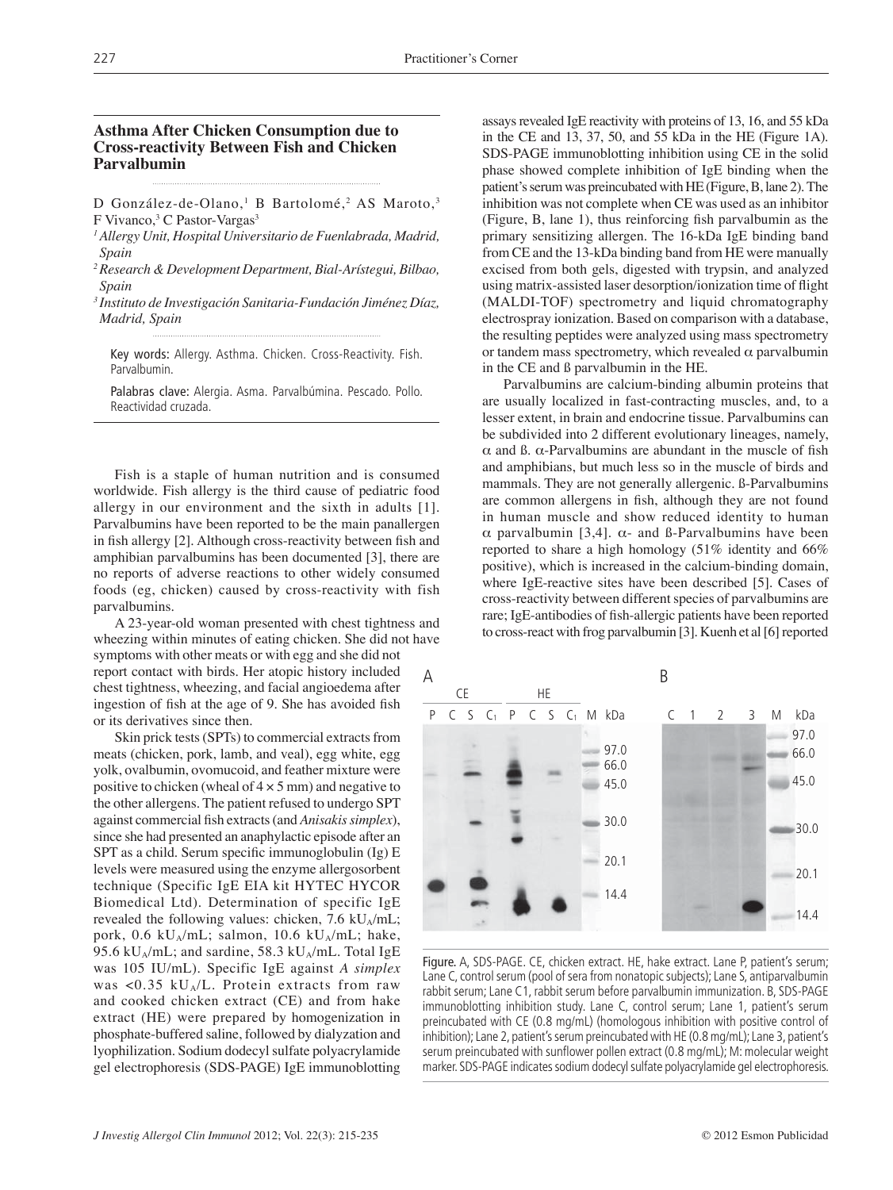## Asthma After Chicken Consumption due to Cross-reactivity Between Fish and Chicken Parvalbumin

D González-de-Olano,[1] B Bartolomé,[2] AS Maroto,[3] F Vivanco,[3] C Pastor-Vargas[3]

[1] Allergy Unit, Hospital Universitario de Fuenlabrada, Madrid, Spain

[2] Research & Development Department, Bial-Arístegui, Bilbao, Spain

[3] Instituto de Investigación Sanitaria-Fundación Jiménez Díaz, Madrid, Spain

Key words: Allergy. Asthma. Chicken. Cross-Reactivity. Fish. Parvalbumin.

Palabras clave: Alergia. Asma. Parvalbúmina. Pescado. Pollo. Reactividad cruzada.

Fish is a staple of human nutrition and is consumed worldwide. Fish allergy is the third cause of pediatric food allergy in our environment and the sixth in adults [1]. Parvalbumins have been reported to be the main panallergen in fish allergy [2]. Although cross-reactivity between fish and amphibian parvalbumins has been documented [3], there are no reports of adverse reactions to other widely consumed foods (eg, chicken) caused by cross-reactivity with fish parvalbumins.

A 23-year-old woman presented with chest tightness and wheezing within minutes of eating chicken. She did not have symptoms with other meats or with egg and she did not report contact with birds. Her atopic history included chest tightness, wheezing, and facial angioedema after ingestion of fish at the age of 9. She has avoided fish or its derivatives since then.

Skin prick tests (SPTs) to commercial extracts from meats (chicken, pork, lamb, and veal), egg white, egg yolk, ovalbumin, ovomucoid, and feather mixture were positive to chicken (wheal of $4 \times 5$ mm) and negative to the other allergens. The patient refused to undergo SPT against commercial fish extracts (and *Anisakis simplex*), since she had presented an anaphylactic episode after an SPT as a child. Serum specific immunoglobulin (Ig) E levels were measured using the enzyme allergosorbent technique (Specific IgE EIA kit HYTEC HYCOR Biomedical Ltd). Determination of specific IgE revealed the following values: chicken, 7.6 $kU_A$/mL; pork, 0.6 $kU_A$/mL; salmon, 10.6 $kU_A$/mL; hake, 95.6 $kU_A$/mL; and sardine, 58.3 $kU_A$/mL. Total IgE was 105 IU/mL). Specific IgE against *A simplex* was <0.35 $kU_A$/L. Protein extracts from raw and cooked chicken extract (CE) and from hake extract (HE) were prepared by homogenization in phosphate-buffered saline, followed by dialyzation and lyophilization. Sodium dodecyl sulfate polyacrylamide gel electrophoresis (SDS-PAGE) IgE immunoblotting assays revealed IgE reactivity with proteins of 13, 16, and 55 kDa in the CE and 13, 37, 50, and 55 kDa in the HE (Figure 1A). SDS-PAGE immunoblotting inhibition using CE in the solid phase showed complete inhibition of IgE binding when the patient's serum was preincubated with HE (Figure, B, lane 2). The inhibition was not complete when CE was used as an inhibitor (Figure, B, lane 1), thus reinforcing fish parvalbumin as the primary sensitizing allergen. The 16-kDa IgE binding band from CE and the 13-kDa binding band from HE were manually excised from both gels, digested with trypsin, and analyzed using matrix-assisted laser desorption/ionization time of flight (MALDI-TOF) spectrometry and liquid chromatography electrospray ionization. Based on comparison with a database, the resulting peptides were analyzed using mass spectrometry or tandem mass spectrometry, which revealed α parvalbumin in the CE and ß parvalbumin in the HE.

Parvalbumins are calcium-binding albumin proteins that are usually localized in fast-contracting muscles, and, to a lesser extent, in brain and endocrine tissue. Parvalbumins can be subdivided into 2 different evolutionary lineages, namely, α and ß. α-Parvalbumins are abundant in the muscle of fish and amphibians, but much less so in the muscle of birds and mammals. They are not generally allergenic. ß-Parvalbumins are common allergens in fish, although they are not found in human muscle and show reduced identity to human α parvalbumin [3,4]. α- and ß-Parvalbumins have been reported to share a high homology (51% identity and 66% positive), which is increased in the calcium-binding domain, where IgE-reactive sites have been described [5]. Cases of cross-reactivity between different species of parvalbumins are rare; IgE-antibodies of fish-allergic patients have been reported to cross-react with frog parvalbumin [3]. Kuenh et al [6] reported

A

CE HE

P C S C1 P C S C1 M kDa

97.0
66.0
45.0
30.0
20.1
14.4

B

C 1 2 3 M kDa

97.0
66.0
45.0
30.0
20.1
14.4

Figure. A, SDS-PAGE. CE, chicken extract. HE, hake extract. Lane P, patient's serum; Lane C, control serum (pool of sera from nonatopic subjects); Lane S, antiparvalbumin rabbit serum; Lane C1, rabbit serum before parvalbumin immunization. B, SDS-PAGE immunoblotting inhibition study. Lane C, control serum; Lane 1, patient's serum preincubated with CE (0.8 mg/mL) (homologous inhibition with positive control of inhibition); Lane 2, patient's serum preincubated with HE (0.8 mg/mL); Lane 3, patient's serum preincubated with sunflower pollen extract (0.8 mg/mL); M: molecular weight marker. SDS-PAGE indicates sodium dodecyl sulfate polyacrylamide gel electrophoresis.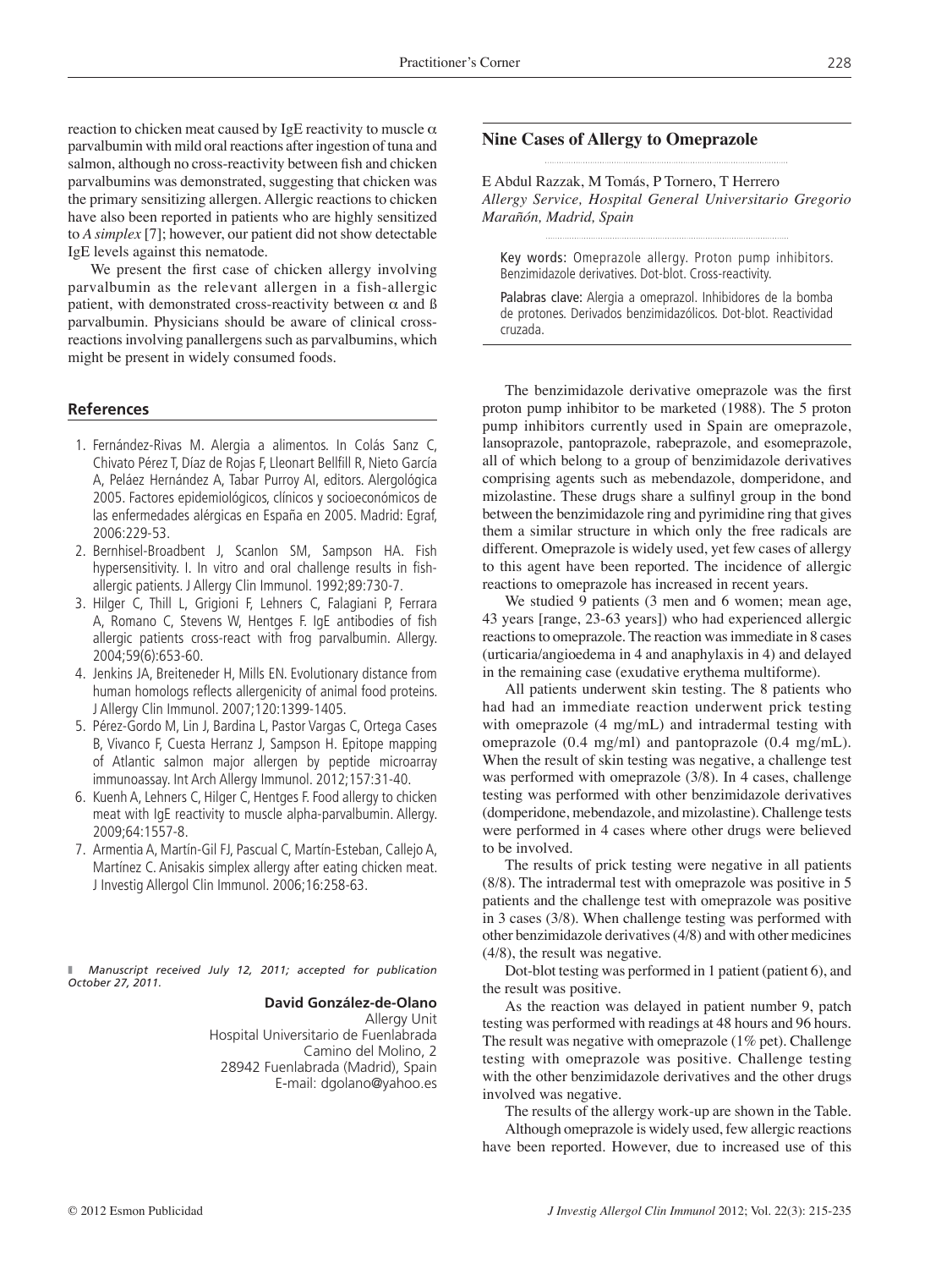reaction to chicken meat caused by IgE reactivity to muscle α parvalbumin with mild oral reactions after ingestion of tuna and salmon, although no cross-reactivity between fish and chicken parvalbumins was demonstrated, suggesting that chicken was the primary sensitizing allergen. Allergic reactions to chicken have also been reported in patients who are highly sensitized to *A simplex* [7]; however, our patient did not show detectable IgE levels against this nematode.

We present the first case of chicken allergy involving parvalbumin as the relevant allergen in a fish-allergic patient, with demonstrated cross-reactivity between α and ß parvalbumin. Physicians should be aware of clinical cross-reactions involving panallergens such as parvalbumins, which might be present in widely consumed foods.

## References

1. Fernández-Rivas M. Alergia a alimentos. In Colás Sanz C, Chivato Pérez T, Díaz de Rojas F, Lleonart Bellfill R, Nieto García A, Peláez Hernández A, Tabar Purroy AI, editors. Alergológica 2005. Factores epidemiológicos, clínicos y socioeconómicos de las enfermedades alérgicas en España en 2005. Madrid: Egraf, 2006:229-53.
2. Bernhisel-Broadbent J, Scanlon SM, Sampson HA. Fish hypersensitivity. I. In vitro and oral challenge results in fish-allergic patients. J Allergy Clin Immunol. 1992;89:730-7.
3. Hilger C, Thill L, Grigioni F, Lehners C, Falagiani P, Ferrara A, Romano C, Stevens W, Hentges F. IgE antibodies of fish allergic patients cross-react with frog parvalbumin. Allergy. 2004;59(6):653-60.
4. Jenkins JA, Breiteneder H, Mills EN. Evolutionary distance from human homologs reflects allergenicity of animal food proteins. J Allergy Clin Immunol. 2007;120:1399-1405.
5. Pérez-Gordo M, Lin J, Bardina L, Pastor Vargas C, Ortega Cases B, Vivanco F, Cuesta Herranz J, Sampson H. Epitope mapping of Atlantic salmon major allergen by peptide microarray immunoassay. Int Arch Allergy Immunol. 2012;157:31-40.
6. Kuenh A, Lehners C, Hilger C, Hentges F. Food allergy to chicken meat with IgE reactivity to muscle alpha-parvalbumin. Allergy. 2009;64:1557-8.
7. Armentia A, Martín-Gil FJ, Pascual C, Martín-Esteban, Callejo A, Martínez C. Anisakis simplex allergy after eating chicken meat. J Investig Allergol Clin Immunol. 2006;16:258-63.

*Manuscript received July 12, 2011; accepted for publication October 27, 2011.*

**David González-de-Olano**
Allergy Unit
Hospital Universitario de Fuenlabrada
Camino del Molino, 2
28942 Fuenlabrada (Madrid), Spain
E-mail: dgolano@yahoo.es

## Nine Cases of Allergy to Omeprazole

E Abdul Razzak, M Tomás, P Tornero, T Herrero
*Allergy Service, Hospital General Universitario Gregorio Marañón, Madrid, Spain*

Key words: Omeprazole allergy. Proton pump inhibitors. Benzimidazole derivatives. Dot-blot. Cross-reactivity.

Palabras clave: Alergia a omeprazol. Inhibidores de la bomba de protones. Derivados benzimidazólicos. Dot-blot. Reactividad cruzada.

The benzimidazole derivative omeprazole was the first proton pump inhibitor to be marketed (1988). The 5 proton pump inhibitors currently used in Spain are omeprazole, lansoprazole, pantoprazole, rabeprazole, and esomeprazole, all of which belong to a group of benzimidazole derivatives comprising agents such as mebendazole, domperidone, and mizolastine. These drugs share a sulfinyl group in the bond between the benzimidazole ring and pyrimidine ring that gives them a similar structure in which only the free radicals are different. Omeprazole is widely used, yet few cases of allergy to this agent have been reported. The incidence of allergic reactions to omeprazole has increased in recent years.

We studied 9 patients (3 men and 6 women; mean age, 43 years [range, 23-63 years]) who had experienced allergic reactions to omeprazole. The reaction was immediate in 8 cases (urticaria/angioedema in 4 and anaphylaxis in 4) and delayed in the remaining case (exudative erythema multiforme).

All patients underwent skin testing. The 8 patients who had had an immediate reaction underwent prick testing with omeprazole (4 mg/mL) and intradermal testing with omeprazole (0.4 mg/ml) and pantoprazole (0.4 mg/mL). When the result of skin testing was negative, a challenge test was performed with omeprazole (3/8). In 4 cases, challenge testing was performed with other benzimidazole derivatives (domperidone, mebendazole, and mizolastine). Challenge tests were performed in 4 cases where other drugs were believed to be involved.

The results of prick testing were negative in all patients (8/8). The intradermal test with omeprazole was positive in 5 patients and the challenge test with omeprazole was positive in 3 cases (3/8). When challenge testing was performed with other benzimidazole derivatives (4/8) and with other medicines (4/8), the result was negative.

Dot-blot testing was performed in 1 patient (patient 6), and the result was positive.

As the reaction was delayed in patient number 9, patch testing was performed with readings at 48 hours and 96 hours. The result was negative with omeprazole (1% pet). Challenge testing with omeprazole was positive. Challenge testing with the other benzimidazole derivatives and the other drugs involved was negative.

The results of the allergy work-up are shown in the Table.

Although omeprazole is widely used, few allergic reactions have been reported. However, due to increased use of this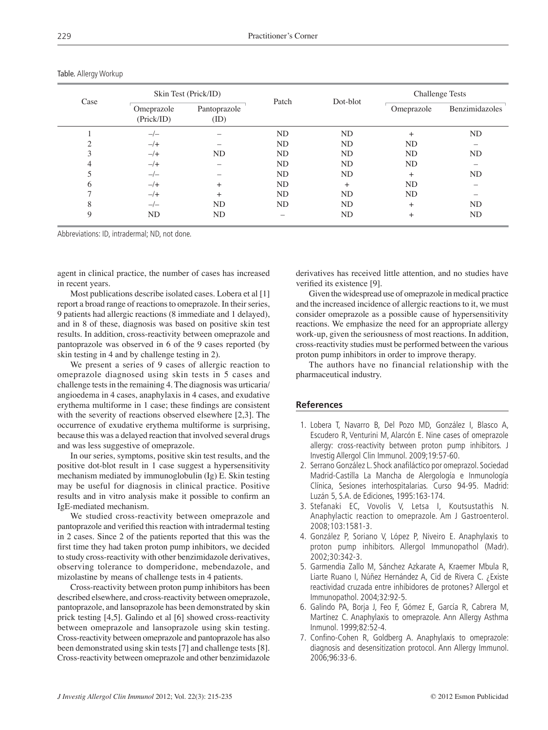Table. Allergy Workup

| Case | Skin Test (Prick/ID) | | Patch | Dot-blot | Challenge Tests | |
|---|---|---|---|---|---|---|
| | Omeprazole (Prick/ID) | Pantoprazole (ID) | | | Omeprazole | Benzimidazoles |
| 1 | –/– | – | ND | ND | + | ND |
| 2 | –/+ | – | ND | ND | ND | – |
| 3 | –/+ | ND | ND | ND | ND | ND |
| 4 | –/+ | – | ND | ND | ND | – |
| 5 | –/– | – | ND | ND | + | ND |
| 6 | –/+ | + | ND | + | ND | – |
| 7 | –/+ | + | ND | ND | ND | – |
| 8 | –/– | ND | ND | ND | + | ND |
| 9 | ND | ND | – | ND | + | ND |

Abbreviations: ID, intradermal; ND, not done.

agent in clinical practice, the number of cases has increased in recent years.

Most publications describe isolated cases. Lobera et al [1] report a broad range of reactions to omeprazole. In their series, 9 patients had allergic reactions (8 immediate and 1 delayed), and in 8 of these, diagnosis was based on positive skin test results. In addition, cross-reactivity between omeprazole and pantoprazole was observed in 6 of the 9 cases reported (by skin testing in 4 and by challenge testing in 2).

We present a series of 9 cases of allergic reaction to omeprazole diagnosed using skin tests in 5 cases and challenge tests in the remaining 4. The diagnosis was urticaria/angioedema in 4 cases, anaphylaxis in 4 cases, and exudative erythema multiforme in 1 case; these findings are consistent with the severity of reactions observed elsewhere [2,3]. The occurrence of exudative erythema multiforme is surprising, because this was a delayed reaction that involved several drugs and was less suggestive of omeprazole.

In our series, symptoms, positive skin test results, and the positive dot-blot result in 1 case suggest a hypersensitivity mechanism mediated by immunoglobulin (Ig) E. Skin testing may be useful for diagnosis in clinical practice. Positive results and in vitro analysis make it possible to confirm an IgE-mediated mechanism.

We studied cross-reactivity between omeprazole and pantoprazole and verified this reaction with intradermal testing in 2 cases. Since 2 of the patients reported that this was the first time they had taken proton pump inhibitors, we decided to study cross-reactivity with other benzimidazole derivatives, observing tolerance to domperidone, mebendazole, and mizolastine by means of challenge tests in 4 patients.

Cross-reactivity between proton pump inhibitors has been described elsewhere, and cross-reactivity between omeprazole, pantoprazole, and lansoprazole has been demonstrated by skin prick testing [4,5]. Galindo et al [6] showed cross-reactivity between omeprazole and lansoprazole using skin testing. Cross-reactivity between omeprazole and pantoprazole has also been demonstrated using skin tests [7] and challenge tests [8]. Cross-reactivity between omeprazole and other benzimidazole derivatives has received little attention, and no studies have verified its existence [9].

Given the widespread use of omeprazole in medical practice and the increased incidence of allergic reactions to it, we must consider omeprazole as a possible cause of hypersensitivity reactions. We emphasize the need for an appropriate allergy work-up, given the seriousness of most reactions. In addition, cross-reactivity studies must be performed between the various proton pump inhibitors in order to improve therapy.

The authors have no financial relationship with the pharmaceutical industry.

## References

1. Lobera T, Navarro B, Del Pozo MD, González I, Blasco A, Escudero R, Venturini M, Alarcón E. Nine cases of omeprazole allergy: cross-reactivity between proton pump inhibitors. J Investig Allergol Clin Immunol. 2009;19:57-60.
2. Serrano González L. Shock anafiláctico por omeprazol. Sociedad Madrid-Castilla La Mancha de Alergología e Inmunología Clínica, Sesiones interhospitalarias. Curso 94-95. Madrid: Luzán 5, S.A. de Ediciones, 1995:163-174.
3. Stefanaki EC, Vovolis V, Letsa I, Koutsustathis N. Anaphylactic reaction to omeprazole. Am J Gastroenterol. 2008;103:1581-3.
4. González P, Soriano V, López P, Niveiro E. Anaphylaxis to proton pump inhibitors. Allergol Immunopathol (Madr). 2002;30:342-3.
5. Garmendia Zallo M, Sánchez Azkarate A, Kraemer Mbula R, Liarte Ruano I, Núñez Hernández A, Cid de Rivera C. ¿Existe reactividad cruzada entre inhibidores de protones? Allergol et Immunopathol. 2004;32:92-5.
6. Galindo PA, Borja J, Feo F, Gómez E, García R, Cabrera M, Martínez C. Anaphylaxis to omeprazole. Ann Allergy Asthma Inmunol. 1999;82:52-4.
7. Confino-Cohen R, Goldberg A. Anaphylaxis to omeprazole: diagnosis and desensitization protocol. Ann Allergy Immunol. 2006;96:33-6.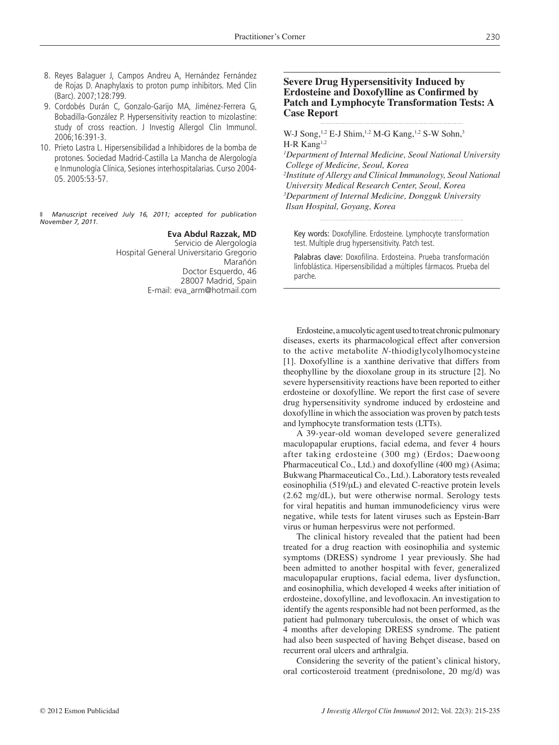8. Reyes Balaguer J, Campos Andreu A, Hernández Fernández de Rojas D. Anaphylaxis to proton pump inhibitors. Med Clin (Barc). 2007;128:799.
9. Cordobés Durán C, Gonzalo-Garijo MA, Jiménez-Ferrera G, Bobadilla-González P. Hypersensitivity reaction to mizolastine: study of cross reaction. J Investig Allergol Clin Immunol. 2006;16:391-3.
10. Prieto Lastra L. Hipersensibilidad a Inhibidores de la bomba de protones. Sociedad Madrid-Castilla La Mancha de Alergología e Inmunología Clínica, Sesiones interhospitalarias. Curso 2004-05. 2005:53-57.

*Manuscript received July 16, 2011; accepted for publication November 7, 2011.*

**Eva Abdul Razzak, MD**
Servicio de Alergología
Hospital General Universitario Gregorio Marañón
Doctor Esquerdo, 46
28007 Madrid, Spain
E-mail: eva_arm@hotmail.com

## Severe Drug Hypersensitivity Induced by Erdosteine and Doxofylline as Confirmed by Patch and Lymphocyte Transformation Tests: A Case Report

W-J Song,[1,2] E-J Shim,[1,2] M-G Kang,[1,2] S-W Sohn,[3] H-R Kang[1,2]

[1]*Department of Internal Medicine, Seoul National University College of Medicine, Seoul, Korea*
[2]*Institute of Allergy and Clinical Immunology, Seoul National University Medical Research Center, Seoul, Korea*
[3]*Department of Internal Medicine, Dongguk University Ilsan Hospital, Goyang, Korea*

Key words: Doxofylline. Erdosteine. Lymphocyte transformation test. Multiple drug hypersensitivity. Patch test.

Palabras clave: Doxofilina. Erdosteina. Prueba transformación linfoblástica. Hipersensibilidad a múltiples fármacos. Prueba del parche.

Erdosteine, a mucolytic agent used to treat chronic pulmonary diseases, exerts its pharmacological effect after conversion to the active metabolite *N*-thiodiglycolylhomocysteine [1]. Doxofylline is a xanthine derivative that differs from theophylline by the dioxolane group in its structure [2]. No severe hypersensitivity reactions have been reported to either erdosteine or doxofylline. We report the first case of severe drug hypersensitivity syndrome induced by erdosteine and doxofylline in which the association was proven by patch tests and lymphocyte transformation tests (LTTs).

A 39-year-old woman developed severe generalized maculopapular eruptions, facial edema, and fever 4 hours after taking erdosteine (300 mg) (Erdos; Daewoong Pharmaceutical Co., Ltd.) and doxofylline (400 mg) (Asima; Bukwang Pharmaceutical Co., Ltd.). Laboratory tests revealed eosinophilia (519/μL) and elevated C-reactive protein levels (2.62 mg/dL), but were otherwise normal. Serology tests for viral hepatitis and human immunodeficiency virus were negative, while tests for latent viruses such as Epstein-Barr virus or human herpesvirus were not performed.

The clinical history revealed that the patient had been treated for a drug reaction with eosinophilia and systemic symptoms (DRESS) syndrome 1 year previously. She had been admitted to another hospital with fever, generalized maculopapular eruptions, facial edema, liver dysfunction, and eosinophilia, which developed 4 weeks after initiation of erdosteine, doxofylline, and levofloxacin. An investigation to identify the agents responsible had not been performed, as the patient had pulmonary tuberculosis, the onset of which was 4 months after developing DRESS syndrome. The patient had also been suspected of having Behçet disease, based on recurrent oral ulcers and arthralgia.

Considering the severity of the patient's clinical history, oral corticosteroid treatment (prednisolone, 20 mg/d) was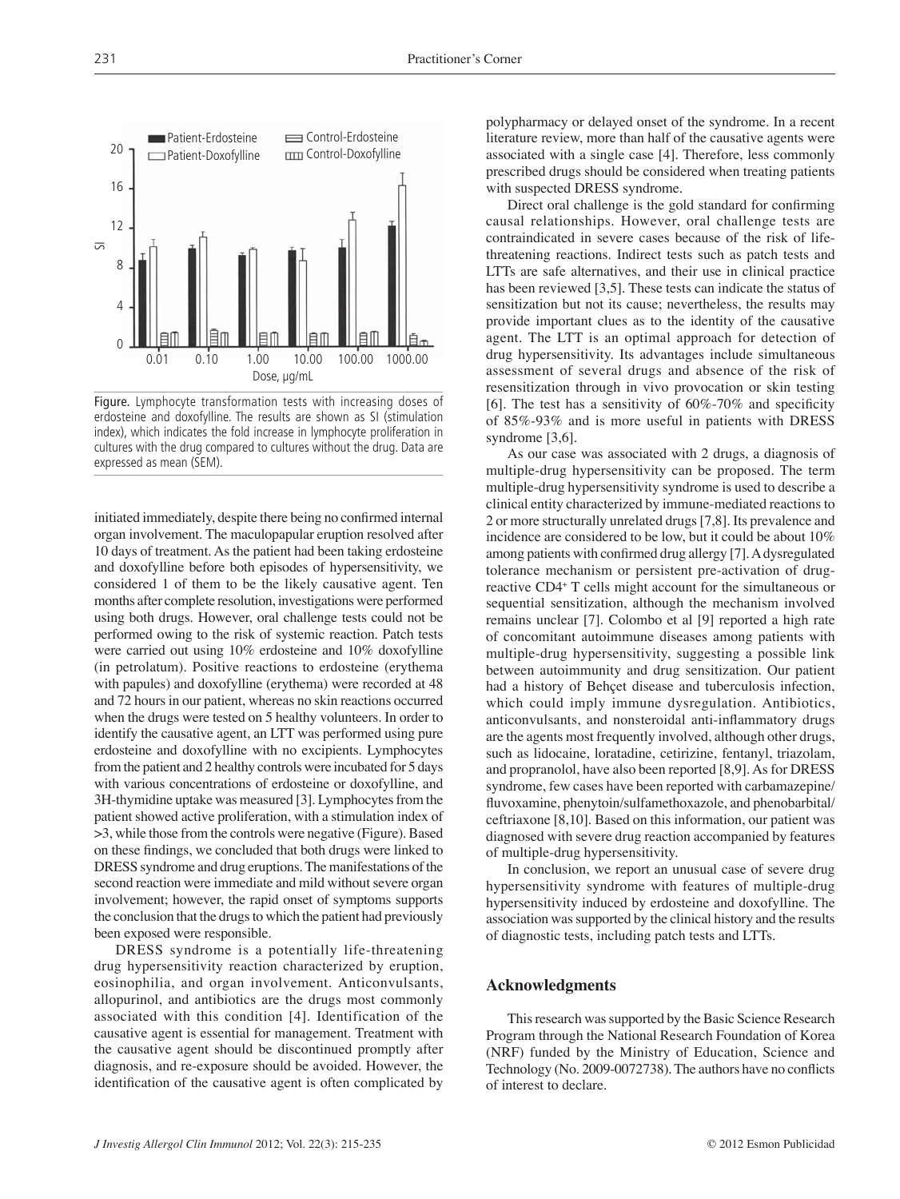Patient-Erdosteine
Control-Erdosteine
Patient-Doxofylline
Control-Doxofylline
SI
20
16
12
8
4
0
0.01
0.10
1.00
10.00
100.00
1000.00
Dose, μg/mL

Figure. Lymphocyte transformation tests with increasing doses of erdosteine and doxofylline. The results are shown as SI (stimulation index), which indicates the fold increase in lymphocyte proliferation in cultures with the drug compared to cultures without the drug. Data are expressed as mean (SEM).

initiated immediately, despite there being no confirmed internal organ involvement. The maculopapular eruption resolved after 10 days of treatment. As the patient had been taking erdosteine and doxofylline before both episodes of hypersensitivity, we considered 1 of them to be the likely causative agent. Ten months after complete resolution, investigations were performed using both drugs. However, oral challenge tests could not be performed owing to the risk of systemic reaction. Patch tests were carried out using 10% erdosteine and 10% doxofylline (in petrolatum). Positive reactions to erdosteine (erythema with papules) and doxofylline (erythema) were recorded at 48 and 72 hours in our patient, whereas no skin reactions occurred when the drugs were tested on 5 healthy volunteers. In order to identify the causative agent, an LTT was performed using pure erdosteine and doxofylline with no excipients. Lymphocytes from the patient and 2 healthy controls were incubated for 5 days with various concentrations of erdosteine or doxofylline, and 3H-thymidine uptake was measured [3]. Lymphocytes from the patient showed active proliferation, with a stimulation index of >3, while those from the controls were negative (Figure). Based on these findings, we concluded that both drugs were linked to DRESS syndrome and drug eruptions. The manifestations of the second reaction were immediate and mild without severe organ involvement; however, the rapid onset of symptoms supports the conclusion that the drugs to which the patient had previously been exposed were responsible.

DRESS syndrome is a potentially life-threatening drug hypersensitivity reaction characterized by eruption, eosinophilia, and organ involvement. Anticonvulsants, allopurinol, and antibiotics are the drugs most commonly associated with this condition [4]. Identification of the causative agent is essential for management. Treatment with the causative agent should be discontinued promptly after diagnosis, and re-exposure should be avoided. However, the identification of the causative agent is often complicated by polypharmacy or delayed onset of the syndrome. In a recent literature review, more than half of the causative agents were associated with a single case [4]. Therefore, less commonly prescribed drugs should be considered when treating patients with suspected DRESS syndrome.

Direct oral challenge is the gold standard for confirming causal relationships. However, oral challenge tests are contraindicated in severe cases because of the risk of life-threatening reactions. Indirect tests such as patch tests and LTTs are safe alternatives, and their use in clinical practice has been reviewed [3,5]. These tests can indicate the status of sensitization but not its cause; nevertheless, the results may provide important clues as to the identity of the causative agent. The LTT is an optimal approach for detection of drug hypersensitivity. Its advantages include simultaneous assessment of several drugs and absence of the risk of resensitization through in vivo provocation or skin testing [6]. The test has a sensitivity of 60%-70% and specificity of 85%-93% and is more useful in patients with DRESS syndrome [3,6].

As our case was associated with 2 drugs, a diagnosis of multiple-drug hypersensitivity can be proposed. The term multiple-drug hypersensitivity syndrome is used to describe a clinical entity characterized by immune-mediated reactions to 2 or more structurally unrelated drugs [7,8]. Its prevalence and incidence are considered to be low, but it could be about 10% among patients with confirmed drug allergy [7]. A dysregulated tolerance mechanism or persistent pre-activation of drug-reactive $CD4^+$ T cells might account for the simultaneous or sequential sensitization, although the mechanism involved remains unclear [7]. Colombo et al [9] reported a high rate of concomitant autoimmune diseases among patients with multiple-drug hypersensitivity, suggesting a possible link between autoimmunity and drug sensitization. Our patient had a history of Behçet disease and tuberculosis infection, which could imply immune dysregulation. Antibiotics, anticonvulsants, and nonsteroidal anti-inflammatory drugs are the agents most frequently involved, although other drugs, such as lidocaine, loratadine, cetirizine, fentanyl, triazolam, and propranolol, have also been reported [8,9]. As for DRESS syndrome, few cases have been reported with carbamazepine/fluvoxamine, phenytoin/sulfamethoxazole, and phenobarbital/ceftriaxone [8,10]. Based on this information, our patient was diagnosed with severe drug reaction accompanied by features of multiple-drug hypersensitivity.

In conclusion, we report an unusual case of severe drug hypersensitivity syndrome with features of multiple-drug hypersensitivity induced by erdosteine and doxofylline. The association was supported by the clinical history and the results of diagnostic tests, including patch tests and LTTs.

## Acknowledgments

This research was supported by the Basic Science Research Program through the National Research Foundation of Korea (NRF) funded by the Ministry of Education, Science and Technology (No. 2009-0072738). The authors have no conflicts of interest to declare.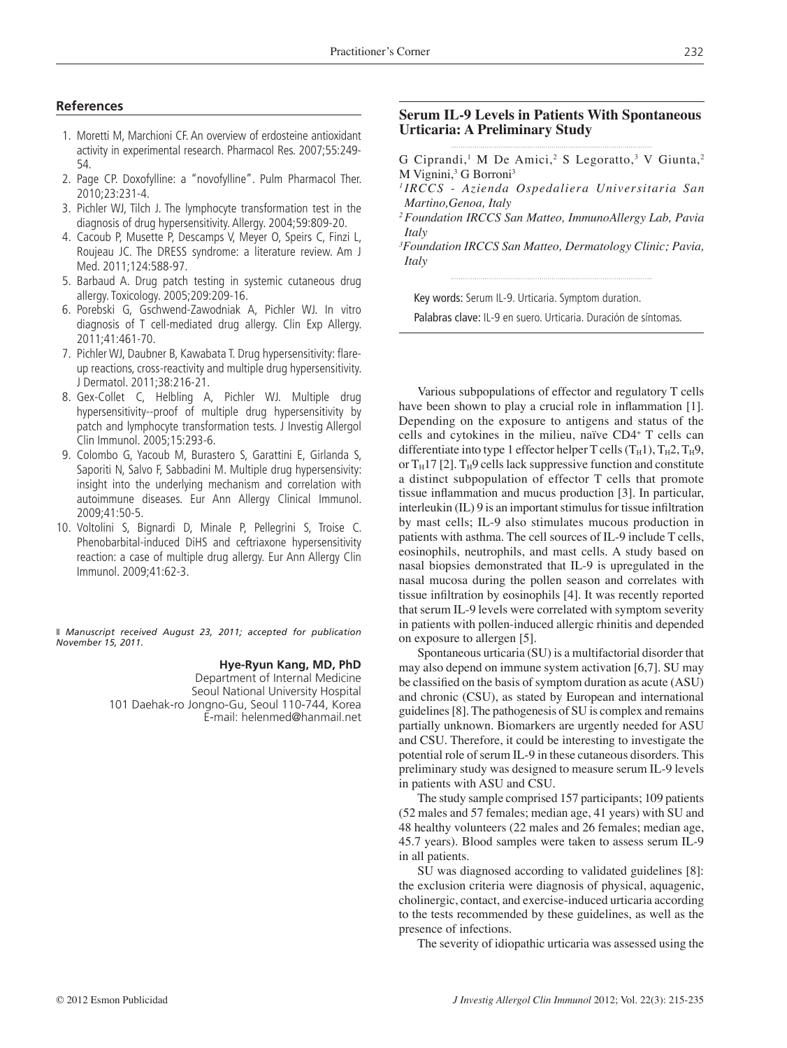## References

1. Moretti M, Marchioni CF. An overview of erdosteine antioxidant activity in experimental research. Pharmacol Res. 2007;55:249-54.
2. Page CP. Doxofylline: a "novofylline". Pulm Pharmacol Ther. 2010;23:231-4.
3. Pichler WJ, Tilch J. The lymphocyte transformation test in the diagnosis of drug hypersensitivity. Allergy. 2004;59:809-20.
4. Cacoub P, Musette P, Descamps V, Meyer O, Speirs C, Finzi L, Roujeau JC. The DRESS syndrome: a literature review. Am J Med. 2011;124:588-97.
5. Barbaud A. Drug patch testing in systemic cutaneous drug allergy. Toxicology. 2005;209:209-16.
6. Porebski G, Gschwend-Zawodniak A, Pichler WJ. In vitro diagnosis of T cell-mediated drug allergy. Clin Exp Allergy. 2011;41:461-70.
7. Pichler WJ, Daubner B, Kawabata T. Drug hypersensitivity: flare-up reactions, cross-reactivity and multiple drug hypersensitivity. J Dermatol. 2011;38:216-21.
8. Gex-Collet C, Helbling A, Pichler WJ. Multiple drug hypersensitivity--proof of multiple drug hypersensitivity by patch and lymphocyte transformation tests. J Investig Allergol Clin Immunol. 2005;15:293-6.
9. Colombo G, Yacoub M, Burastero S, Garattini E, Girlanda S, Saporiti N, Salvo F, Sabbadini M. Multiple drug hypersensivity: insight into the underlying mechanism and correlation with autoimmune diseases. Eur Ann Allergy Clinical Immunol. 2009;41:50-5.
10. Voltolini S, Bignardi D, Minale P, Pellegrini S, Troise C. Phenobarbital-induced DiHS and ceftriaxone hypersensitivity reaction: a case of multiple drug allergy. Eur Ann Allergy Clin Immunol. 2009;41:62-3.

*Manuscript received August 23, 2011; accepted for publication November 15, 2011.*

**Hye-Ryun Kang, MD, PhD**
Department of Internal Medicine
Seoul National University Hospital
101 Daehak-ro Jongno-Gu, Seoul 110-744, Korea
E-mail: helenmed@hanmail.net

## Serum IL-9 Levels in Patients With Spontaneous Urticaria: A Preliminary Study

G Ciprandi,[1] M De Amici,[2] S Legoratto,[3] V Giunta,[2] M Vignini,[3] G Borroni[3]

[1] *IRCCS - Azienda Ospedaliera Universitaria San Martino,Genoa, Italy*
[2] *Foundation IRCCS San Matteo, ImmunoAllergy Lab, Pavia Italy*
[3] *Foundation IRCCS San Matteo, Dermatology Clinic; Pavia, Italy*

Key words: Serum IL-9. Urticaria. Symptom duration.

Palabras clave: IL-9 en suero. Urticaria. Duración de síntomas.

Various subpopulations of effector and regulatory T cells have been shown to play a crucial role in inflammation [1]. Depending on the exposure to antigens and status of the cells and cytokines in the milieu, naïve $CD4^+$ T cells can differentiate into type 1 effector helper T cells ($T_H1$), $T_H2$, $T_H9$, or $T_H17$ [2]. $T_H9$ cells lack suppressive function and constitute a distinct subpopulation of effector T cells that promote tissue inflammation and mucus production [3]. In particular, interleukin (IL) 9 is an important stimulus for tissue infiltration by mast cells; IL-9 also stimulates mucous production in patients with asthma. The cell sources of IL-9 include T cells, eosinophils, neutrophils, and mast cells. A study based on nasal biopsies demonstrated that IL-9 is upregulated in the nasal mucosa during the pollen season and correlates with tissue infiltration by eosinophils [4]. It was recently reported that serum IL-9 levels were correlated with symptom severity in patients with pollen-induced allergic rhinitis and depended on exposure to allergen [5].

Spontaneous urticaria (SU) is a multifactorial disorder that may also depend on immune system activation [6,7]. SU may be classified on the basis of symptom duration as acute (ASU) and chronic (CSU), as stated by European and international guidelines [8]. The pathogenesis of SU is complex and remains partially unknown. Biomarkers are urgently needed for ASU and CSU. Therefore, it could be interesting to investigate the potential role of serum IL-9 in these cutaneous disorders. This preliminary study was designed to measure serum IL-9 levels in patients with ASU and CSU.

The study sample comprised 157 participants; 109 patients (52 males and 57 females; median age, 41 years) with SU and 48 healthy volunteers (22 males and 26 females; median age, 45.7 years). Blood samples were taken to assess serum IL-9 in all patients.

SU was diagnosed according to validated guidelines [8]: the exclusion criteria were diagnosis of physical, aquagenic, cholinergic, contact, and exercise-induced urticaria according to the tests recommended by these guidelines, as well as the presence of infections.

The severity of idiopathic urticaria was assessed using the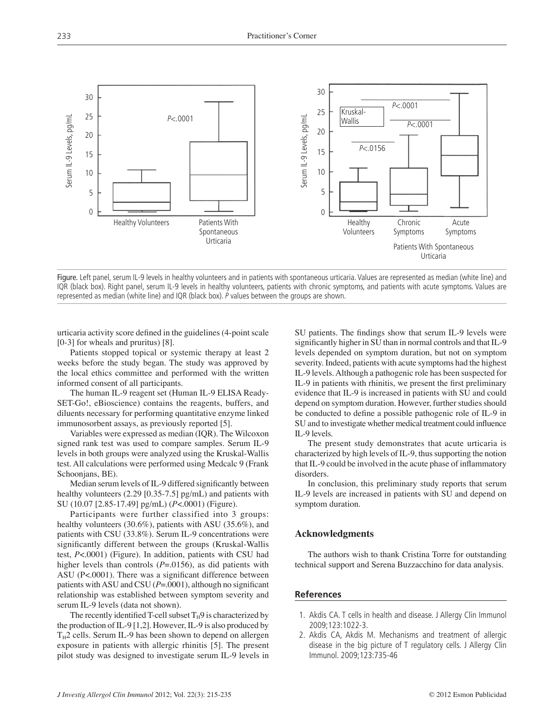Serum IL-9 Levels, pg/mL

30

25

20

15

10

5

0

P<.0001

Healthy Volunteers

Patients With Spontaneous Urticaria

Serum IL-9 Levels, pg/mL

30

25

20

15

10

5

0

Kruskal-Wallis

P<.0001

P<.0001

P<.0156

Healthy Volunteers

Chronic Symptoms

Acute Symptoms

Patients With Spontaneous Urticaria

Figure. Left panel, serum IL-9 levels in healthy volunteers and in patients with spontaneous urticaria. Values are represented as median (white line) and IQR (black box). Right panel, serum IL-9 levels in healthy volunteers, patients with chronic symptoms, and patients with acute symptoms. Values are represented as median (white line) and IQR (black box). *P* values between the groups are shown.

urticaria activity score defined in the guidelines (4-point scale [0-3] for wheals and pruritus) [8].

Patients stopped topical or systemic therapy at least 2 weeks before the study began. The study was approved by the local ethics committee and performed with the written informed consent of all participants.

The human IL-9 reagent set (Human IL-9 ELISA Ready-SET-Go!, eBioscience) contains the reagents, buffers, and diluents necessary for performing quantitative enzyme linked immunosorbent assays, as previously reported [5].

Variables were expressed as median (IQR). The Wilcoxon signed rank test was used to compare samples. Serum IL-9 levels in both groups were analyzed using the Kruskal-Wallis test. All calculations were performed using Medcalc 9 (Frank Schoonjans, BE).

Median serum levels of IL-9 differed significantly between healthy volunteers (2.29 [0.35-7.5] pg/mL) and patients with SU (10.07 [2.85-17.49] pg/mL) ($P<.0001$) (Figure).

Participants were further classified into 3 groups: healthy volunteers (30.6%), patients with ASU (35.6%), and patients with CSU (33.8%). Serum IL-9 concentrations were significantly different between the groups (Kruskal-Wallis test, $P<.0001$) (Figure). In addition, patients with CSU had higher levels than controls ($P=.0156$), as did patients with ASU ($P<.0001$). There was a significant difference between patients with ASU and CSU ($P=.0001$), although no significant relationship was established between symptom severity and serum IL-9 levels (data not shown).

The recently identified T-cell subset $T_H9$ is characterized by the production of IL-9 [1,2]. However, IL-9 is also produced by $T_H2$ cells. Serum IL-9 has been shown to depend on allergen exposure in patients with allergic rhinitis [5]. The present pilot study was designed to investigate serum IL-9 levels in SU patients. The findings show that serum IL-9 levels were significantly higher in SU than in normal controls and that IL-9 levels depended on symptom duration, but not on symptom severity. Indeed, patients with acute symptoms had the highest IL-9 levels. Although a pathogenic role has been suspected for IL-9 in patients with rhinitis, we present the first preliminary evidence that IL-9 is increased in patients with SU and could depend on symptom duration. However, further studies should be conducted to define a possible pathogenic role of IL-9 in SU and to investigate whether medical treatment could influence IL-9 levels.

The present study demonstrates that acute urticaria is characterized by high levels of IL-9, thus supporting the notion that IL-9 could be involved in the acute phase of inflammatory disorders.

In conclusion, this preliminary study reports that serum IL-9 levels are increased in patients with SU and depend on symptom duration.

## Acknowledgments

The authors wish to thank Cristina Torre for outstanding technical support and Serena Buzzacchino for data analysis.

## References

1. Akdis CA. T cells in health and disease. J Allergy Clin Immunol 2009;123:1022-3.
2. Akdis CA, Akdis M. Mechanisms and treatment of allergic disease in the big picture of T regulatory cells. J Allergy Clin Immunol. 2009;123:735-46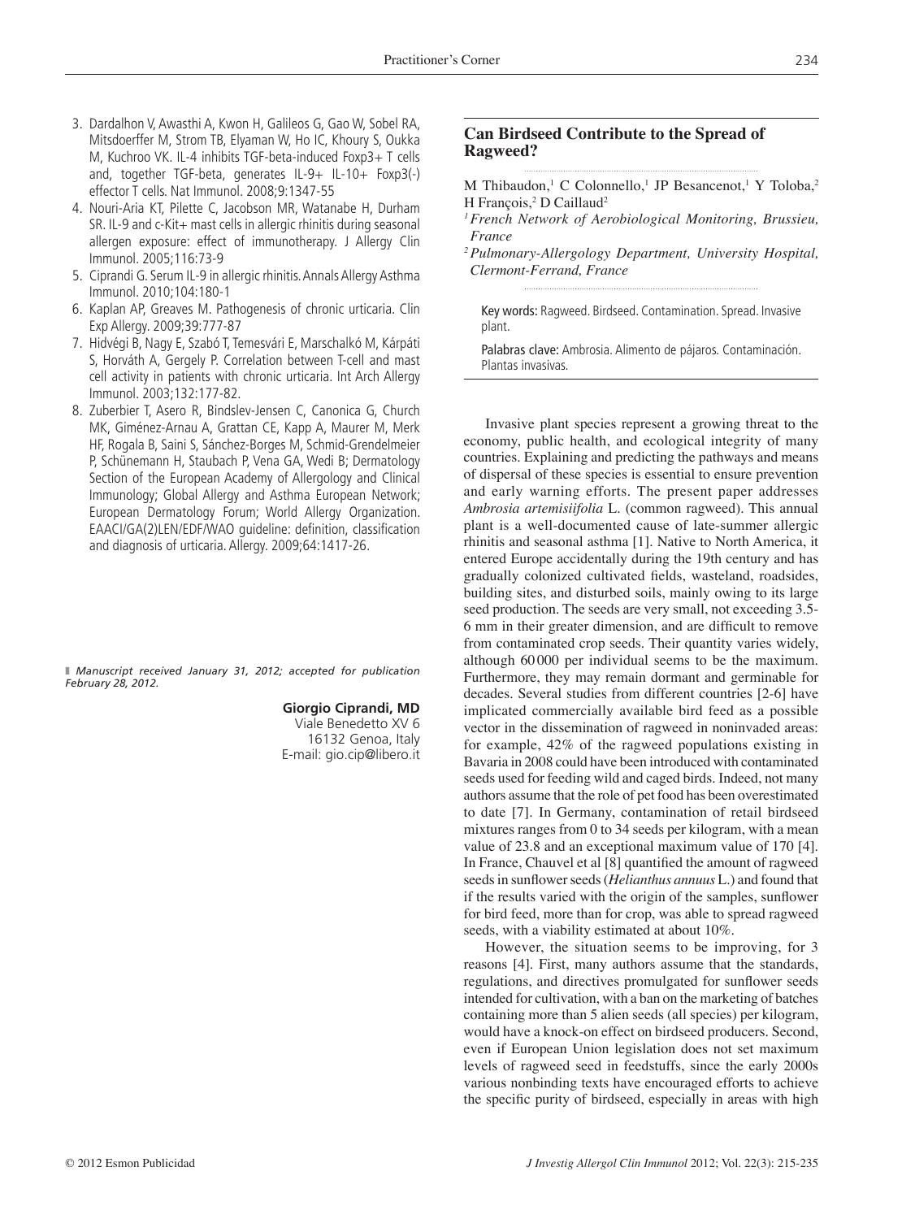3. Dardalhon V, Awasthi A, Kwon H, Galileos G, Gao W, Sobel RA, Mitsdoerffer M, Strom TB, Elyaman W, Ho IC, Khoury S, Oukka M, Kuchroo VK. IL-4 inhibits TGF-beta-induced Foxp3+ T cells and, together TGF-beta, generates IL-9+ IL-10+ Foxp3(-) effector T cells. Nat Immunol. 2008;9:1347-55
4. Nouri-Aria KT, Pilette C, Jacobson MR, Watanabe H, Durham SR. IL-9 and c-Kit+ mast cells in allergic rhinitis during seasonal allergen exposure: effect of immunotherapy. J Allergy Clin Immunol. 2005;116:73-9
5. Ciprandi G. Serum IL-9 in allergic rhinitis. Annals Allergy Asthma Immunol. 2010;104:180-1
6. Kaplan AP, Greaves M. Pathogenesis of chronic urticaria. Clin Exp Allergy. 2009;39:777-87
7. Hidvégi B, Nagy E, Szabó T, Temesvári E, Marschalkó M, Kárpáti S, Horváth A, Gergely P. Correlation between T-cell and mast cell activity in patients with chronic urticaria. Int Arch Allergy Immunol. 2003;132:177-82.
8. Zuberbier T, Asero R, Bindslev-Jensen C, Canonica G, Church MK, Giménez-Arnau A, Grattan CE, Kapp A, Maurer M, Merk HF, Rogala B, Saini S, Sánchez-Borges M, Schmid-Grendelmeier P, Schünemann H, Staubach P, Vena GA, Wedi B; Dermatology Section of the European Academy of Allergology and Clinical Immunology; Global Allergy and Asthma European Network; European Dermatology Forum; World Allergy Organization. EAACI/GA(2)LEN/EDF/WAO guideline: definition, classification and diagnosis of urticaria. Allergy. 2009;64:1417-26.

*Manuscript received January 31, 2012; accepted for publication February 28, 2012.*

**Giorgio Ciprandi, MD**
Viale Benedetto XV 6
16132 Genoa, Italy
E-mail: gio.cip@libero.it

## Can Birdseed Contribute to the Spread of Ragweed?

M Thibaudon,[1] C Colonnello,[1] JP Besancenot,[1] Y Toloba,[2] H François,[2] D Caillaud[2]

[1] *French Network of Aerobiological Monitoring, Brussieu, France*

[2] *Pulmonary-Allergology Department, University Hospital, Clermont-Ferrand, France*

Key words: Ragweed. Birdseed. Contamination. Spread. Invasive plant.

Palabras clave: Ambrosia. Alimento de pájaros. Contaminación. Plantas invasivas.

Invasive plant species represent a growing threat to the economy, public health, and ecological integrity of many countries. Explaining and predicting the pathways and means of dispersal of these species is essential to ensure prevention and early warning efforts. The present paper addresses *Ambrosia artemisiifolia* L. (common ragweed). This annual plant is a well-documented cause of late-summer allergic rhinitis and seasonal asthma [1]. Native to North America, it entered Europe accidentally during the 19th century and has gradually colonized cultivated fields, wasteland, roadsides, building sites, and disturbed soils, mainly owing to its large seed production. The seeds are very small, not exceeding 3.5-6 mm in their greater dimension, and are difficult to remove from contaminated crop seeds. Their quantity varies widely, although 60 000 per individual seems to be the maximum. Furthermore, they may remain dormant and germinable for decades. Several studies from different countries [2-6] have implicated commercially available bird feed as a possible vector in the dissemination of ragweed in noninvaded areas: for example, 42% of the ragweed populations existing in Bavaria in 2008 could have been introduced with contaminated seeds used for feeding wild and caged birds. Indeed, not many authors assume that the role of pet food has been overestimated to date [7]. In Germany, contamination of retail birdseed mixtures ranges from 0 to 34 seeds per kilogram, with a mean value of 23.8 and an exceptional maximum value of 170 [4]. In France, Chauvel et al [8] quantified the amount of ragweed seeds in sunflower seeds (*Helianthus annuus* L.) and found that if the results varied with the origin of the samples, sunflower for bird feed, more than for crop, was able to spread ragweed seeds, with a viability estimated at about 10%.

However, the situation seems to be improving, for 3 reasons [4]. First, many authors assume that the standards, regulations, and directives promulgated for sunflower seeds intended for cultivation, with a ban on the marketing of batches containing more than 5 alien seeds (all species) per kilogram, would have a knock-on effect on birdseed producers. Second, even if European Union legislation does not set maximum levels of ragweed seed in feedstuffs, since the early 2000s various nonbinding texts have encouraged efforts to achieve the specific purity of birdseed, especially in areas with high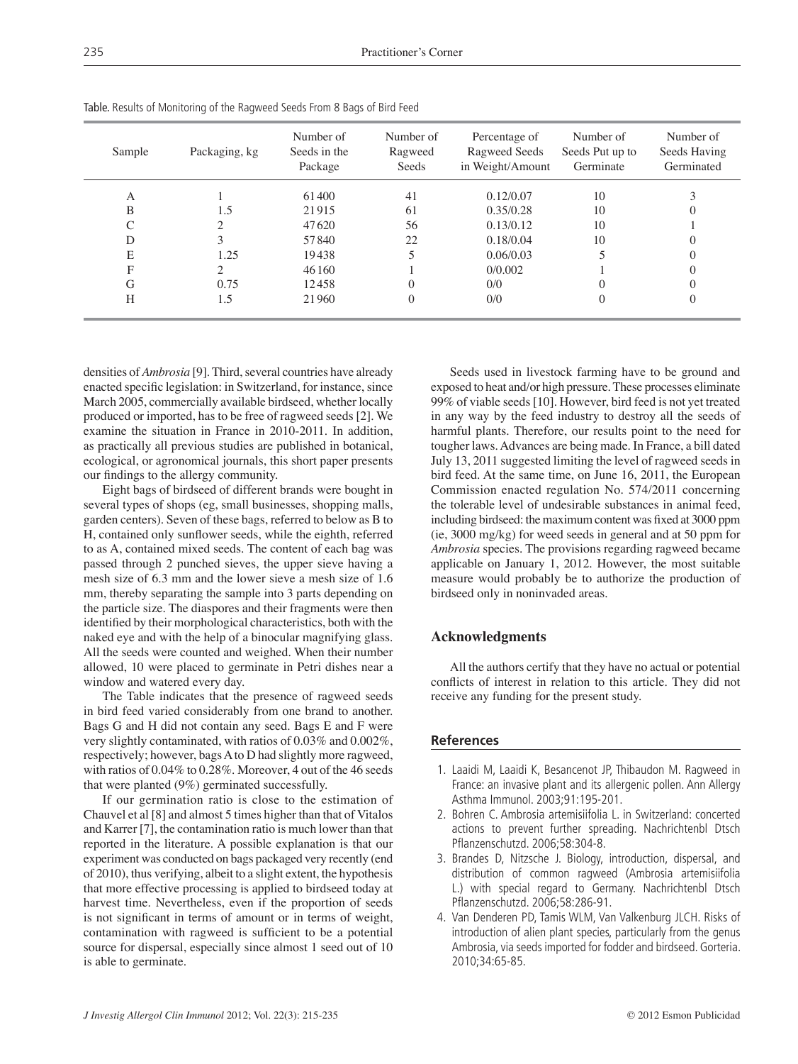Table. Results of Monitoring of the Ragweed Seeds From 8 Bags of Bird Feed

| Sample | Packaging, kg | Number of Seeds in the Package | Number of Ragweed Seeds | Percentage of Ragweed Seeds in Weight/Amount | Number of Seeds Put up to Germinate | Number of Seeds Having Germinated |
|---|---|---|---|---|---|---|
| A | 1 | 61400 | 41 | 0.12/0.07 | 10 | 3 |
| B | 1.5 | 21915 | 61 | 0.35/0.28 | 10 | 0 |
| C | 2 | 47620 | 56 | 0.13/0.12 | 10 | 1 |
| D | 3 | 57840 | 22 | 0.18/0.04 | 10 | 0 |
| E | 1.25 | 19438 | 5 | 0.06/0.03 | 5 | 0 |
| F | 2 | 46160 | 1 | 0/0.002 | 1 | 0 |
| G | 0.75 | 12458 | 0 | 0/0 | 0 | 0 |
| H | 1.5 | 21960 | 0 | 0/0 | 0 | 0 |

densities of *Ambrosia* [9]. Third, several countries have already enacted specific legislation: in Switzerland, for instance, since March 2005, commercially available birdseed, whether locally produced or imported, has to be free of ragweed seeds [2]. We examine the situation in France in 2010-2011. In addition, as practically all previous studies are published in botanical, ecological, or agronomical journals, this short paper presents our findings to the allergy community.

Eight bags of birdseed of different brands were bought in several types of shops (eg, small businesses, shopping malls, garden centers). Seven of these bags, referred to below as B to H, contained only sunflower seeds, while the eighth, referred to as A, contained mixed seeds. The content of each bag was passed through 2 punched sieves, the upper sieve having a mesh size of 6.3 mm and the lower sieve a mesh size of 1.6 mm, thereby separating the sample into 3 parts depending on the particle size. The diaspores and their fragments were then identified by their morphological characteristics, both with the naked eye and with the help of a binocular magnifying glass. All the seeds were counted and weighed. When their number allowed, 10 were placed to germinate in Petri dishes near a window and watered every day.

The Table indicates that the presence of ragweed seeds in bird feed varied considerably from one brand to another. Bags G and H did not contain any seed. Bags E and F were very slightly contaminated, with ratios of 0.03% and 0.002%, respectively; however, bags A to D had slightly more ragweed, with ratios of 0.04% to 0.28%. Moreover, 4 out of the 46 seeds that were planted (9%) germinated successfully.

If our germination ratio is close to the estimation of Chauvel et al [8] and almost 5 times higher than that of Vitalos and Karrer [7], the contamination ratio is much lower than that reported in the literature. A possible explanation is that our experiment was conducted on bags packaged very recently (end of 2010), thus verifying, albeit to a slight extent, the hypothesis that more effective processing is applied to birdseed today at harvest time. Nevertheless, even if the proportion of seeds is not significant in terms of amount or in terms of weight, contamination with ragweed is sufficient to be a potential source for dispersal, especially since almost 1 seed out of 10 is able to germinate.

Seeds used in livestock farming have to be ground and exposed to heat and/or high pressure. These processes eliminate 99% of viable seeds [10]. However, bird feed is not yet treated in any way by the feed industry to destroy all the seeds of harmful plants. Therefore, our results point to the need for tougher laws. Advances are being made. In France, a bill dated July 13, 2011 suggested limiting the level of ragweed seeds in bird feed. At the same time, on June 16, 2011, the European Commission enacted regulation No. 574/2011 concerning the tolerable level of undesirable substances in animal feed, including birdseed: the maximum content was fixed at 3000 ppm (ie, 3000 mg/kg) for weed seeds in general and at 50 ppm for *Ambrosia* species. The provisions regarding ragweed became applicable on January 1, 2012. However, the most suitable measure would probably be to authorize the production of birdseed only in noninvaded areas.

## Acknowledgments

All the authors certify that they have no actual or potential conflicts of interest in relation to this article. They did not receive any funding for the present study.

## References

1. Laaidi M, Laaidi K, Besancenot JP, Thibaudon M. Ragweed in France: an invasive plant and its allergenic pollen. Ann Allergy Asthma Immunol. 2003;91:195-201.
2. Bohren C. Ambrosia artemisiifolia L. in Switzerland: concerted actions to prevent further spreading. Nachrichtenbl Dtsch Pflanzenschutzd. 2006;58:304-8.
3. Brandes D, Nitzsche J. Biology, introduction, dispersal, and distribution of common ragweed (Ambrosia artemisiifolia L.) with special regard to Germany. Nachrichtenbl Dtsch Pflanzenschutzd. 2006;58:286-91.
4. Van Denderen PD, Tamis WLM, Van Valkenburg JLCH. Risks of introduction of alien plant species, particularly from the genus Ambrosia, via seeds imported for fodder and birdseed. Gorteria. 2010;34:65-85.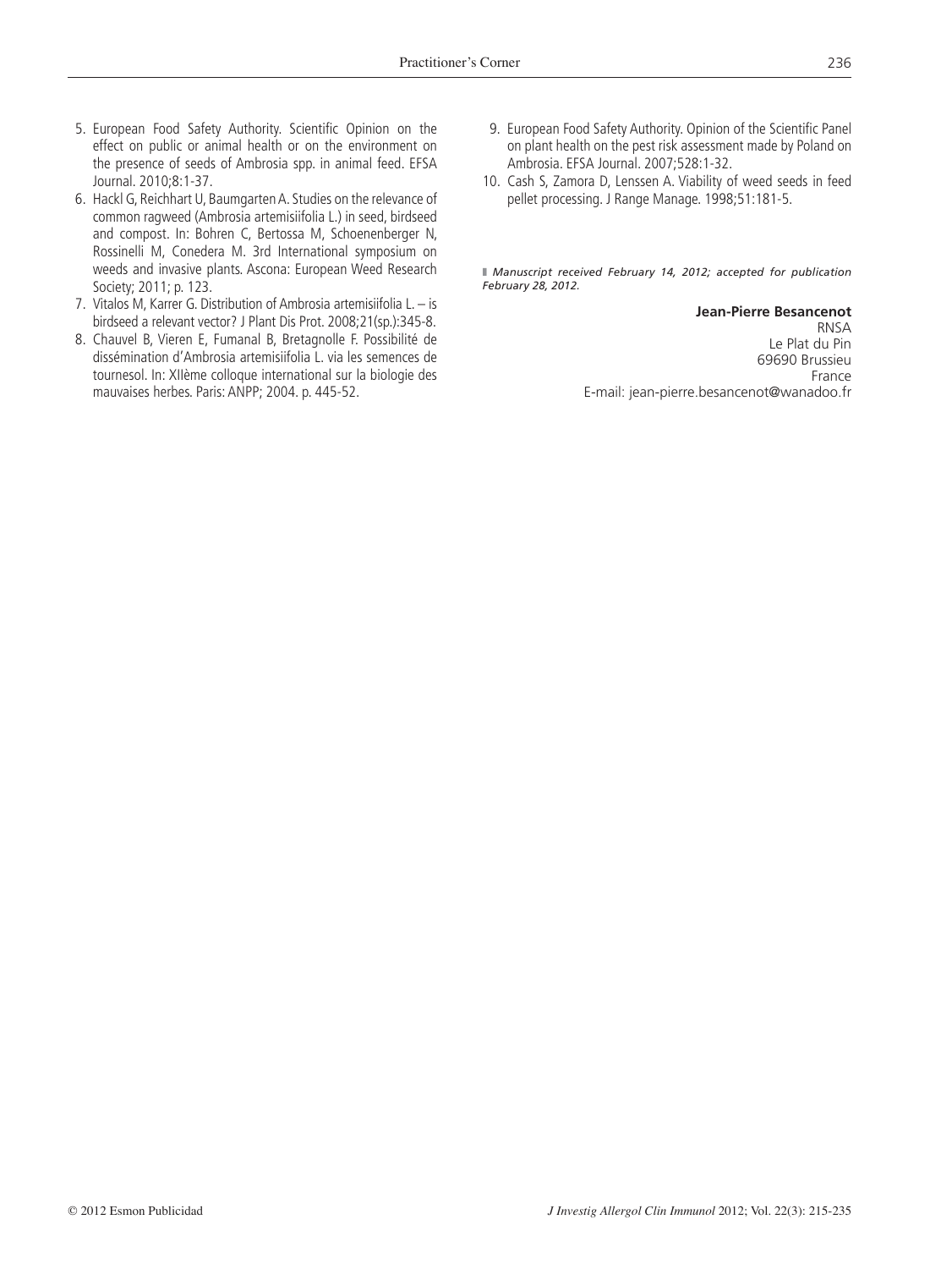5. European Food Safety Authority. Scientific Opinion on the effect on public or animal health or on the environment on the presence of seeds of Ambrosia spp. in animal feed. EFSA Journal. 2010;8:1-37.
6. Hackl G, Reichhart U, Baumgarten A. Studies on the relevance of common ragweed (Ambrosia artemisiifolia L.) in seed, birdseed and compost. In: Bohren C, Bertossa M, Schoenenberger N, Rossinelli M, Conedera M. 3rd International symposium on weeds and invasive plants. Ascona: European Weed Research Society; 2011; p. 123.
7. Vitalos M, Karrer G. Distribution of Ambrosia artemisiifolia L. – is birdseed a relevant vector? J Plant Dis Prot. 2008;21(sp.):345-8.
8. Chauvel B, Vieren E, Fumanal B, Bretagnolle F. Possibilité de dissémination d'Ambrosia artemisiifolia L. via les semences de tournesol. In: XIIème colloque international sur la biologie des mauvaises herbes. Paris: ANPP; 2004. p. 445-52.
9. European Food Safety Authority. Opinion of the Scientific Panel on plant health on the pest risk assessment made by Poland on Ambrosia. EFSA Journal. 2007;528:1-32.
10. Cash S, Zamora D, Lenssen A. Viability of weed seeds in feed pellet processing. J Range Manage. 1998;51:181-5.

*Manuscript received February 14, 2012; accepted for publication February 28, 2012.*

**Jean-Pierre Besancenot**
RNSA
Le Plat du Pin
69690 Brussieu
France
E-mail: jean-pierre.besancenot@wanadoo.fr